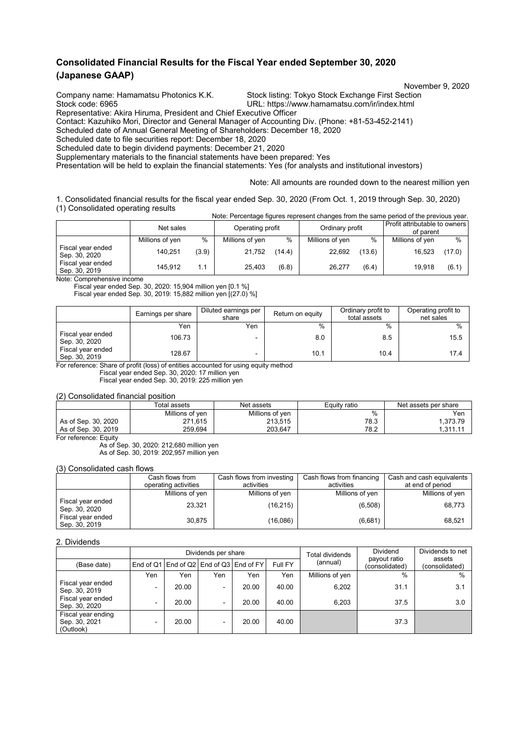# Consolidated Financial Results for the Fiscal Year ended September 30, 2020 (Japanese GAAP)

November 9, 2020

Company name: Hamamatsu Photonics K.K.
Stock listing: Tokyo Stock Exchange First Section
Stock code: 6965
URL: https://www.hamamatsu.com/ir/index.html
Representative: Akira Hiruma, President and Chief Executive Officer
Contact: Kazuhiko Mori, Director and General Manager of Accounting Div. (Phone: +81-53-452-2141)
Scheduled date of Annual General Meeting of Shareholders: December 18, 2020
Scheduled date to file securities report: December 18, 2020
Scheduled date to begin dividend payments: December 21, 2020
Supplementary materials to the financial statements have been prepared: Yes
Presentation will be held to explain the financial statements: Yes (for analysts and institutional investors)

Note: All amounts are rounded down to the nearest million yen

1. Consolidated financial results for the fiscal year ended Sep. 30, 2020 (From Oct. 1, 2019 through Sep. 30, 2020)

(1) Consolidated operating results

Note: Percentage figures represent changes from the same period of the previous year.

| | Net sales | | Operating profit | | Ordinary profit | | Profit attributable to owners of parent | |
|---|---|---|---|---|---|---|---|---|
| | Millions of yen | % | Millions of yen | % | Millions of yen | % | Millions of yen | % |
| Fiscal year ended Sep. 30, 2020 | 140,251 | (3.9) | 21,752 | (14.4) | 22,692 | (13.6) | 16,523 | (17.0) |
| Fiscal year ended Sep. 30, 2019 | 145,912 | 1.1 | 25,403 | (6.8) | 26,277 | (6.4) | 19,918 | (6.1) |

Note: Comprehensive income
Fiscal year ended Sep. 30, 2020: 15,904 million yen [0.1 %]
Fiscal year ended Sep. 30, 2019: 15,882 million yen [(27.0) %]

| | Earnings per share | Diluted earnings per share | Return on equity | Ordinary profit to total assets | Operating profit to net sales |
|---|---|---|---|---|---|
| | Yen | Yen | % | % | % |
| Fiscal year ended Sep. 30, 2020 | 106.73 | - | 8.0 | 8.5 | 15.5 |
| Fiscal year ended Sep. 30, 2019 | 128.67 | - | 10.1 | 10.4 | 17.4 |

For reference: Share of profit (loss) of entities accounted for using equity method
Fiscal year ended Sep. 30, 2020: 17 million yen
Fiscal year ended Sep. 30, 2019: 225 million yen

(2) Consolidated financial position

| | Total assets | Net assets | Equity ratio | Net assets per share |
|---|---|---|---|---|
| | Millions of yen | Millions of yen | % | Yen |
| As of Sep. 30, 2020 | 271,615 | 213,515 | 78.3 | 1,373.79 |
| As of Sep. 30, 2019 | 259,694 | 203,647 | 78.2 | 1,311.11 |

For reference: Equity
As of Sep. 30, 2020: 212,680 million yen
As of Sep. 30, 2019: 202,957 million yen

(3) Consolidated cash flows

| | Cash flows from operating activities | Cash flows from investing activities | Cash flows from financing activities | Cash and cash equivalents at end of period |
|---|---|---|---|---|
| | Millions of yen | Millions of yen | Millions of yen | Millions of yen |
| Fiscal year ended Sep. 30, 2020 | 23,321 | (16,215) | (6,508) | 68,773 |
| Fiscal year ended Sep. 30, 2019 | 30,875 | (16,086) | (6,681) | 68,521 |

2. Dividends

| | Dividends per share | | | | | Total dividends (annual) | Dividend payout ratio (consolidated) | Dividends to net assets (consolidated) |
|---|---|---|---|---|---|---|---|---|
| (Base date) | End of Q1 | End of Q2 | End of Q3 | End of FY | Full FY | | | |
| | Yen | Yen | Yen | Yen | Yen | Millions of yen | % | % |
| Fiscal year ended Sep. 30, 2019 | - | 20.00 | - | 20.00 | 40.00 | 6,202 | 31.1 | 3.1 |
| Fiscal year ended Sep. 30, 2020 | - | 20.00 | - | 20.00 | 40.00 | 6,203 | 37.5 | 3.0 |
| Fiscal year ending Sep. 30, 2021 (Outlook) | - | 20.00 | - | 20.00 | 40.00 | | 37.3 | |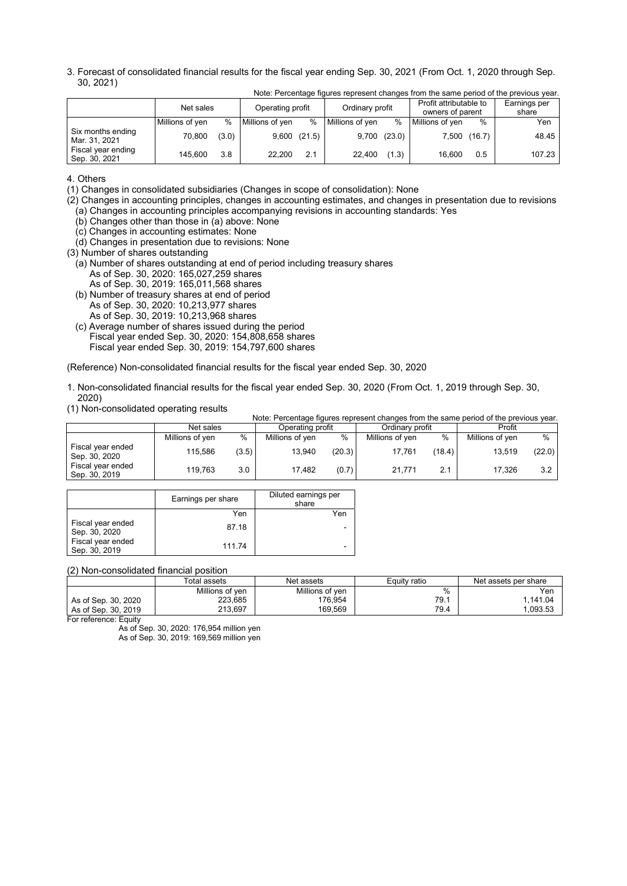3. Forecast of consolidated financial results for the fiscal year ending Sep. 30, 2021 (From Oct. 1, 2020 through Sep. 30, 2021)

Note: Percentage figures represent changes from the same period of the previous year.

| | Net sales | | Operating profit | | Ordinary profit | | Profit attributable to owners of parent | | Earnings per share |
|---|---|---|---|---|---|---|---|---|---|
| | Millions of yen | % | Millions of yen | % | Millions of yen | % | Millions of yen | % | Yen |
| Six months ending Mar. 31, 2021 | 70,800 | (3.0) | 9,600 | (21.5) | 9,700 | (23.0) | 7,500 | (16.7) | 48.45 |
| Fiscal year ending Sep. 30, 2021 | 145,600 | 3.8 | 22,200 | 2.1 | 22,400 | (1.3) | 16,600 | 0.5 | 107.23 |

4. Others

(1) Changes in consolidated subsidiaries (Changes in scope of consolidation): None

(2) Changes in accounting principles, changes in accounting estimates, and changes in presentation due to revisions
- (a) Changes in accounting principles accompanying revisions in accounting standards: Yes
- (b) Changes other than those in (a) above: None
- (c) Changes in accounting estimates: None
- (d) Changes in presentation due to revisions: None

(3) Number of shares outstanding
- (a) Number of shares outstanding at end of period including treasury shares
  - As of Sep. 30, 2020: 165,027,259 shares
  - As of Sep. 30, 2019: 165,011,568 shares
- (b) Number of treasury shares at end of period
  - As of Sep. 30, 2020: 10,213,977 shares
  - As of Sep. 30, 2019: 10,213,968 shares
- (c) Average number of shares issued during the period
  - Fiscal year ended Sep. 30, 2020: 154,808,658 shares
  - Fiscal year ended Sep. 30, 2019: 154,797,600 shares

(Reference) Non-consolidated financial results for the fiscal year ended Sep. 30, 2020

1. Non-consolidated financial results for the fiscal year ended Sep. 30, 2020 (From Oct. 1, 2019 through Sep. 30, 2020)

(1) Non-consolidated operating results

Note: Percentage figures represent changes from the same period of the previous year.

| | Net sales | | Operating profit | | Ordinary profit | | Profit | |
|---|---|---|---|---|---|---|---|---|
| | Millions of yen | % | Millions of yen | % | Millions of yen | % | Millions of yen | % |
| Fiscal year ended Sep. 30, 2020 | 115,586 | (3.5) | 13,940 | (20.3) | 17,761 | (18.4) | 13,519 | (22.0) |
| Fiscal year ended Sep. 30, 2019 | 119,763 | 3.0 | 17,482 | (0.7) | 21,771 | 2.1 | 17,326 | 3.2 |

| | Earnings per share | Diluted earnings per share |
|---|---|---|
| | Yen | Yen |
| Fiscal year ended Sep. 30, 2020 | 87.18 | - |
| Fiscal year ended Sep. 30, 2019 | 111.74 | - |

(2) Non-consolidated financial position

| | Total assets | Net assets | Equity ratio | Net assets per share |
|---|---|---|---|---|
| | Millions of yen | Millions of yen | % | Yen |
| As of Sep. 30, 2020 | 223,685 | 176,954 | 79.1 | 1,141.04 |
| As of Sep. 30, 2019 | 213,697 | 169,569 | 79.4 | 1,093.53 |

For reference: Equity
- As of Sep. 30, 2020: 176,954 million yen
- As of Sep. 30, 2019: 169,569 million yen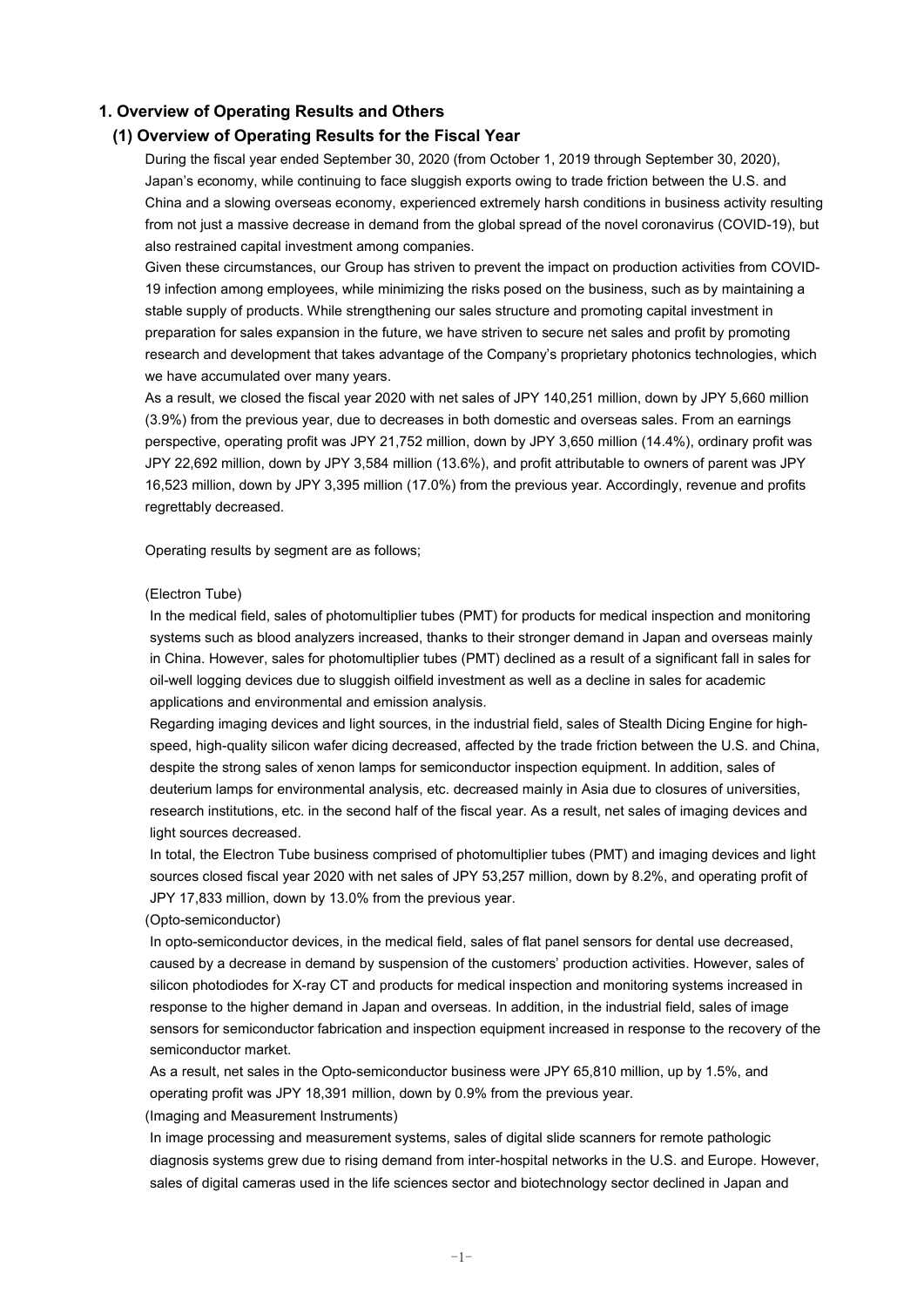## 1. Overview of Operating Results and Others

### (1) Overview of Operating Results for the Fiscal Year

During the fiscal year ended September 30, 2020 (from October 1, 2019 through September 30, 2020), Japan's economy, while continuing to face sluggish exports owing to trade friction between the U.S. and China and a slowing overseas economy, experienced extremely harsh conditions in business activity resulting from not just a massive decrease in demand from the global spread of the novel coronavirus (COVID-19), but also restrained capital investment among companies.

Given these circumstances, our Group has striven to prevent the impact on production activities from COVID-19 infection among employees, while minimizing the risks posed on the business, such as by maintaining a stable supply of products. While strengthening our sales structure and promoting capital investment in preparation for sales expansion in the future, we have striven to secure net sales and profit by promoting research and development that takes advantage of the Company's proprietary photonics technologies, which we have accumulated over many years.

As a result, we closed the fiscal year 2020 with net sales of JPY 140,251 million, down by JPY 5,660 million (3.9%) from the previous year, due to decreases in both domestic and overseas sales. From an earnings perspective, operating profit was JPY 21,752 million, down by JPY 3,650 million (14.4%), ordinary profit was JPY 22,692 million, down by JPY 3,584 million (13.6%), and profit attributable to owners of parent was JPY 16,523 million, down by JPY 3,395 million (17.0%) from the previous year. Accordingly, revenue and profits regrettably decreased.

Operating results by segment are as follows;

(Electron Tube)

In the medical field, sales of photomultiplier tubes (PMT) for products for medical inspection and monitoring systems such as blood analyzers increased, thanks to their stronger demand in Japan and overseas mainly in China. However, sales for photomultiplier tubes (PMT) declined as a result of a significant fall in sales for oil-well logging devices due to sluggish oilfield investment as well as a decline in sales for academic applications and environmental and emission analysis.

Regarding imaging devices and light sources, in the industrial field, sales of Stealth Dicing Engine for high-speed, high-quality silicon wafer dicing decreased, affected by the trade friction between the U.S. and China, despite the strong sales of xenon lamps for semiconductor inspection equipment. In addition, sales of deuterium lamps for environmental analysis, etc. decreased mainly in Asia due to closures of universities, research institutions, etc. in the second half of the fiscal year. As a result, net sales of imaging devices and light sources decreased.

In total, the Electron Tube business comprised of photomultiplier tubes (PMT) and imaging devices and light sources closed fiscal year 2020 with net sales of JPY 53,257 million, down by 8.2%, and operating profit of JPY 17,833 million, down by 13.0% from the previous year.

(Opto-semiconductor)

In opto-semiconductor devices, in the medical field, sales of flat panel sensors for dental use decreased, caused by a decrease in demand by suspension of the customers' production activities. However, sales of silicon photodiodes for X-ray CT and products for medical inspection and monitoring systems increased in response to the higher demand in Japan and overseas. In addition, in the industrial field, sales of image sensors for semiconductor fabrication and inspection equipment increased in response to the recovery of the semiconductor market.

As a result, net sales in the Opto-semiconductor business were JPY 65,810 million, up by 1.5%, and operating profit was JPY 18,391 million, down by 0.9% from the previous year.

(Imaging and Measurement Instruments)

In image processing and measurement systems, sales of digital slide scanners for remote pathologic diagnosis systems grew due to rising demand from inter-hospital networks in the U.S. and Europe. However, sales of digital cameras used in the life sciences sector and biotechnology sector declined in Japan and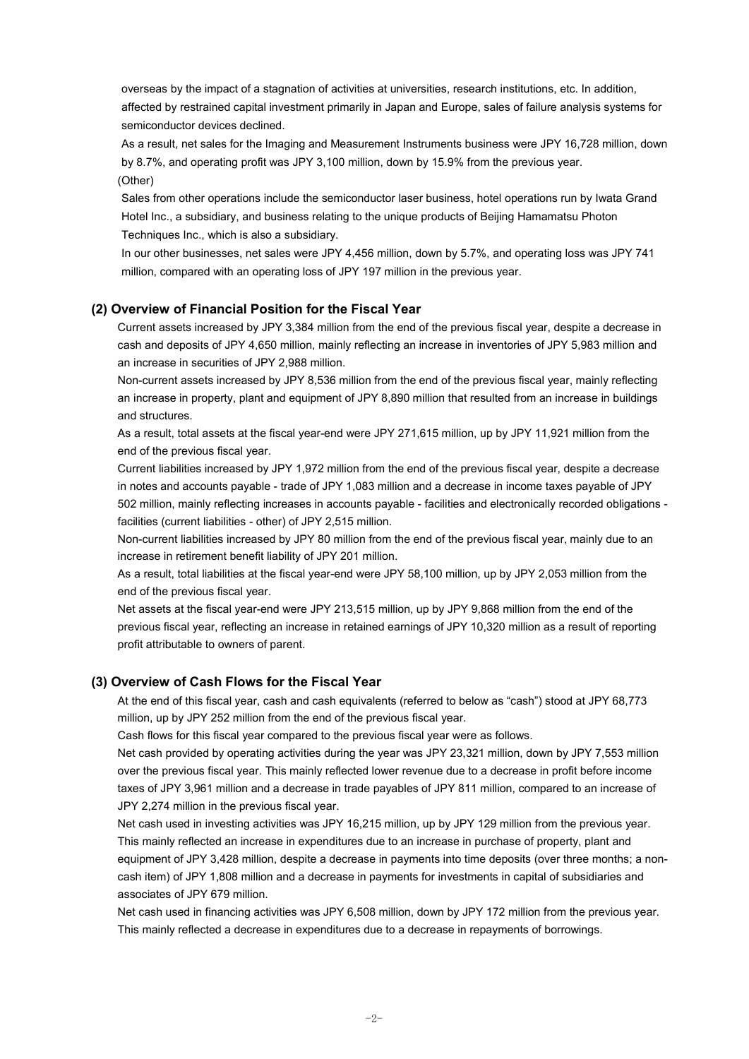overseas by the impact of a stagnation of activities at universities, research institutions, etc. In addition, affected by restrained capital investment primarily in Japan and Europe, sales of failure analysis systems for semiconductor devices declined.

As a result, net sales for the Imaging and Measurement Instruments business were JPY 16,728 million, down by 8.7%, and operating profit was JPY 3,100 million, down by 15.9% from the previous year.

(Other)

Sales from other operations include the semiconductor laser business, hotel operations run by Iwata Grand Hotel Inc., a subsidiary, and business relating to the unique products of Beijing Hamamatsu Photon Techniques Inc., which is also a subsidiary.

In our other businesses, net sales were JPY 4,456 million, down by 5.7%, and operating loss was JPY 741 million, compared with an operating loss of JPY 197 million in the previous year.

### (2) Overview of Financial Position for the Fiscal Year

Current assets increased by JPY 3,384 million from the end of the previous fiscal year, despite a decrease in cash and deposits of JPY 4,650 million, mainly reflecting an increase in inventories of JPY 5,983 million and an increase in securities of JPY 2,988 million.

Non-current assets increased by JPY 8,536 million from the end of the previous fiscal year, mainly reflecting an increase in property, plant and equipment of JPY 8,890 million that resulted from an increase in buildings and structures.

As a result, total assets at the fiscal year-end were JPY 271,615 million, up by JPY 11,921 million from the end of the previous fiscal year.

Current liabilities increased by JPY 1,972 million from the end of the previous fiscal year, despite a decrease in notes and accounts payable - trade of JPY 1,083 million and a decrease in income taxes payable of JPY 502 million, mainly reflecting increases in accounts payable - facilities and electronically recorded obligations - facilities (current liabilities - other) of JPY 2,515 million.

Non-current liabilities increased by JPY 80 million from the end of the previous fiscal year, mainly due to an increase in retirement benefit liability of JPY 201 million.

As a result, total liabilities at the fiscal year-end were JPY 58,100 million, up by JPY 2,053 million from the end of the previous fiscal year.

Net assets at the fiscal year-end were JPY 213,515 million, up by JPY 9,868 million from the end of the previous fiscal year, reflecting an increase in retained earnings of JPY 10,320 million as a result of reporting profit attributable to owners of parent.

### (3) Overview of Cash Flows for the Fiscal Year

At the end of this fiscal year, cash and cash equivalents (referred to below as "cash") stood at JPY 68,773 million, up by JPY 252 million from the end of the previous fiscal year.

Cash flows for this fiscal year compared to the previous fiscal year were as follows.

Net cash provided by operating activities during the year was JPY 23,321 million, down by JPY 7,553 million over the previous fiscal year. This mainly reflected lower revenue due to a decrease in profit before income taxes of JPY 3,961 million and a decrease in trade payables of JPY 811 million, compared to an increase of JPY 2,274 million in the previous fiscal year.

Net cash used in investing activities was JPY 16,215 million, up by JPY 129 million from the previous year. This mainly reflected an increase in expenditures due to an increase in purchase of property, plant and equipment of JPY 3,428 million, despite a decrease in payments into time deposits (over three months; a non-cash item) of JPY 1,808 million and a decrease in payments for investments in capital of subsidiaries and associates of JPY 679 million.

Net cash used in financing activities was JPY 6,508 million, down by JPY 172 million from the previous year. This mainly reflected a decrease in expenditures due to a decrease in repayments of borrowings.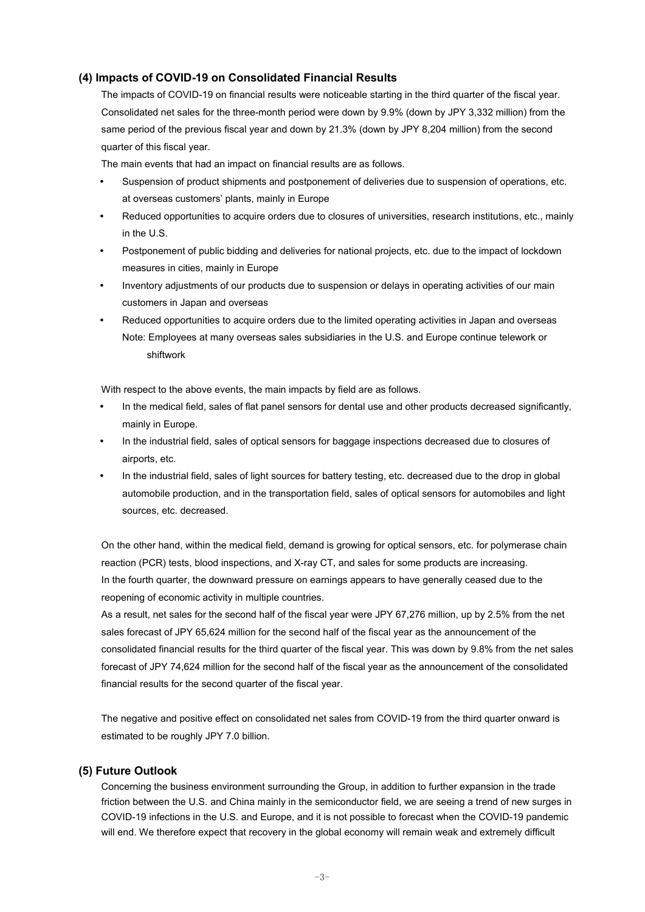## (4) Impacts of COVID-19 on Consolidated Financial Results

The impacts of COVID-19 on financial results were noticeable starting in the third quarter of the fiscal year. Consolidated net sales for the three-month period were down by 9.9% (down by JPY 3,332 million) from the same period of the previous fiscal year and down by 21.3% (down by JPY 8,204 million) from the second quarter of this fiscal year.

The main events that had an impact on financial results are as follows.

- Suspension of product shipments and postponement of deliveries due to suspension of operations, etc. at overseas customers' plants, mainly in Europe
- Reduced opportunities to acquire orders due to closures of universities, research institutions, etc., mainly in the U.S.
- Postponement of public bidding and deliveries for national projects, etc. due to the impact of lockdown measures in cities, mainly in Europe
- Inventory adjustments of our products due to suspension or delays in operating activities of our main customers in Japan and overseas
- Reduced opportunities to acquire orders due to the limited operating activities in Japan and overseas
  Note: Employees at many overseas sales subsidiaries in the U.S. and Europe continue telework or shiftwork

With respect to the above events, the main impacts by field are as follows.

- In the medical field, sales of flat panel sensors for dental use and other products decreased significantly, mainly in Europe.
- In the industrial field, sales of optical sensors for baggage inspections decreased due to closures of airports, etc.
- In the industrial field, sales of light sources for battery testing, etc. decreased due to the drop in global automobile production, and in the transportation field, sales of optical sensors for automobiles and light sources, etc. decreased.

On the other hand, within the medical field, demand is growing for optical sensors, etc. for polymerase chain reaction (PCR) tests, blood inspections, and X-ray CT, and sales for some products are increasing.
In the fourth quarter, the downward pressure on earnings appears to have generally ceased due to the reopening of economic activity in multiple countries.
As a result, net sales for the second half of the fiscal year were JPY 67,276 million, up by 2.5% from the net sales forecast of JPY 65,624 million for the second half of the fiscal year as the announcement of the consolidated financial results for the third quarter of the fiscal year. This was down by 9.8% from the net sales forecast of JPY 74,624 million for the second half of the fiscal year as the announcement of the consolidated financial results for the second quarter of the fiscal year.

The negative and positive effect on consolidated net sales from COVID-19 from the third quarter onward is estimated to be roughly JPY 7.0 billion.

## (5) Future Outlook

Concerning the business environment surrounding the Group, in addition to further expansion in the trade friction between the U.S. and China mainly in the semiconductor field, we are seeing a trend of new surges in COVID-19 infections in the U.S. and Europe, and it is not possible to forecast when the COVID-19 pandemic will end. We therefore expect that recovery in the global economy will remain weak and extremely difficult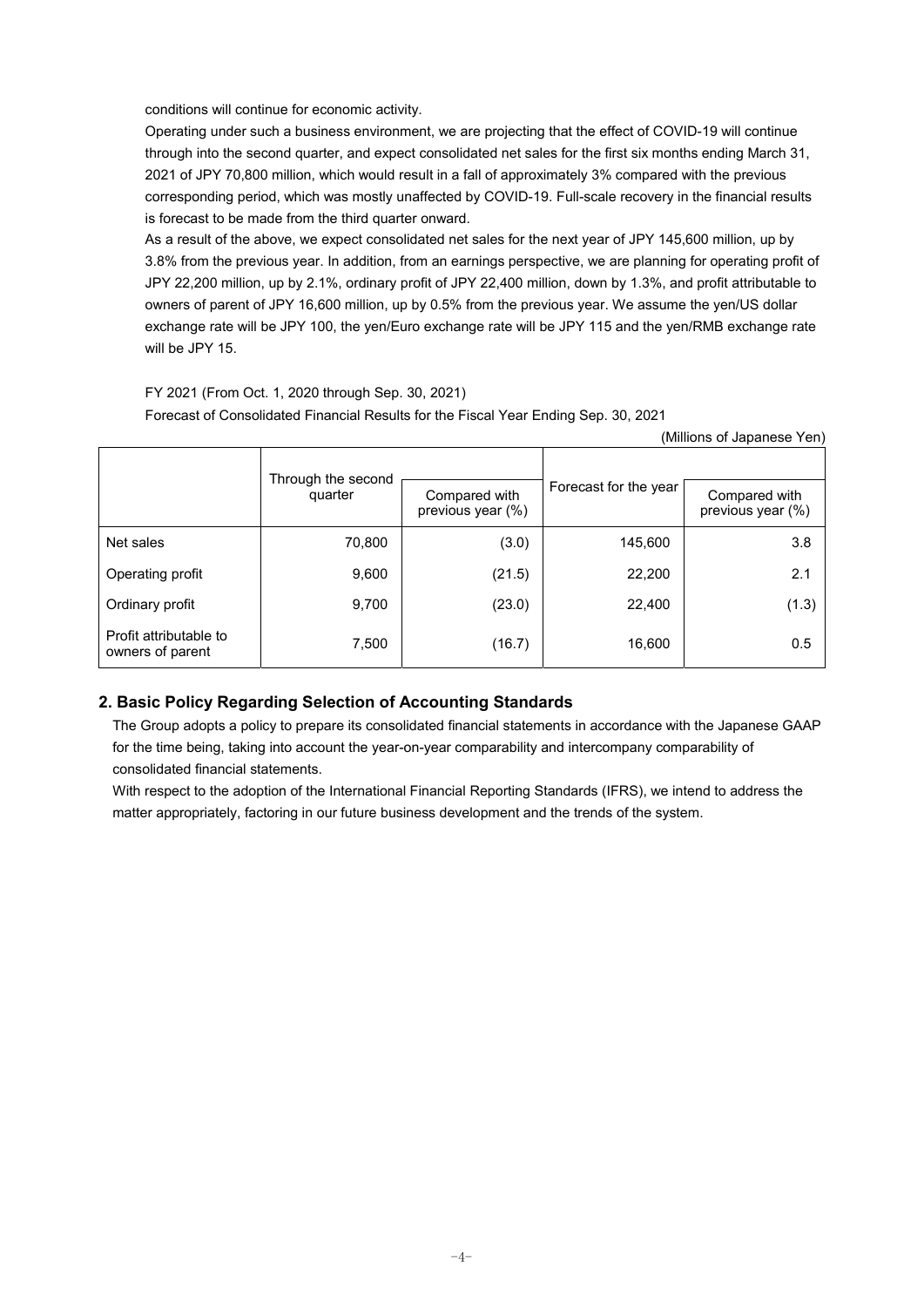conditions will continue for economic activity.

Operating under such a business environment, we are projecting that the effect of COVID-19 will continue through into the second quarter, and expect consolidated net sales for the first six months ending March 31, 2021 of JPY 70,800 million, which would result in a fall of approximately 3% compared with the previous corresponding period, which was mostly unaffected by COVID-19. Full-scale recovery in the financial results is forecast to be made from the third quarter onward.

As a result of the above, we expect consolidated net sales for the next year of JPY 145,600 million, up by 3.8% from the previous year. In addition, from an earnings perspective, we are planning for operating profit of JPY 22,200 million, up by 2.1%, ordinary profit of JPY 22,400 million, down by 1.3%, and profit attributable to owners of parent of JPY 16,600 million, up by 0.5% from the previous year. We assume the yen/US dollar exchange rate will be JPY 100, the yen/Euro exchange rate will be JPY 115 and the yen/RMB exchange rate will be JPY 15.

FY 2021 (From Oct. 1, 2020 through Sep. 30, 2021)

Forecast of Consolidated Financial Results for the Fiscal Year Ending Sep. 30, 2021

(Millions of Japanese Yen)

| | Through the second quarter | Compared with previous year (%) | Forecast for the year | Compared with previous year (%) |
|---|---|---|---|---|
| Net sales | 70,800 | (3.0) | 145,600 | 3.8 |
| Operating profit | 9,600 | (21.5) | 22,200 | 2.1 |
| Ordinary profit | 9,700 | (23.0) | 22,400 | (1.3) |
| Profit attributable to owners of parent | 7,500 | (16.7) | 16,600 | 0.5 |

## 2. Basic Policy Regarding Selection of Accounting Standards

The Group adopts a policy to prepare its consolidated financial statements in accordance with the Japanese GAAP for the time being, taking into account the year-on-year comparability and intercompany comparability of consolidated financial statements.

With respect to the adoption of the International Financial Reporting Standards (IFRS), we intend to address the matter appropriately, factoring in our future business development and the trends of the system.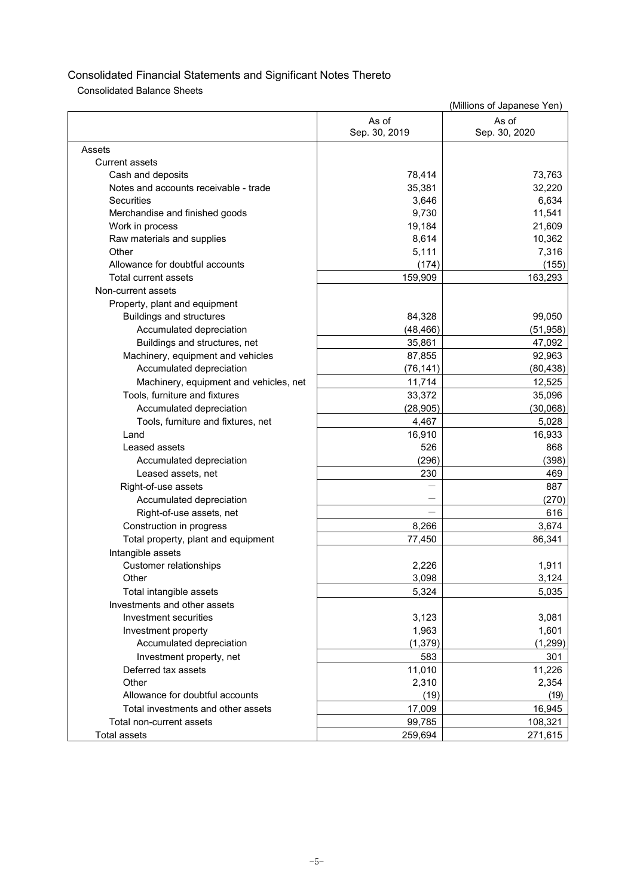# Consolidated Financial Statements and Significant Notes Thereto

## Consolidated Balance Sheets

(Millions of Japanese Yen)

| | As of Sep. 30, 2019 | As of Sep. 30, 2020 |
|---|---|---|
| Assets | | |
| Current assets | | |
| Cash and deposits | 78,414 | 73,763 |
| Notes and accounts receivable - trade | 35,381 | 32,220 |
| Securities | 3,646 | 6,634 |
| Merchandise and finished goods | 9,730 | 11,541 |
| Work in process | 19,184 | 21,609 |
| Raw materials and supplies | 8,614 | 10,362 |
| Other | 5,111 | 7,316 |
| Allowance for doubtful accounts | (174) | (155) |
| Total current assets | 159,909 | 163,293 |
| Non-current assets | | |
| Property, plant and equipment | | |
| Buildings and structures | 84,328 | 99,050 |
| Accumulated depreciation | (48,466) | (51,958) |
| Buildings and structures, net | 35,861 | 47,092 |
| Machinery, equipment and vehicles | 87,855 | 92,963 |
| Accumulated depreciation | (76,141) | (80,438) |
| Machinery, equipment and vehicles, net | 11,714 | 12,525 |
| Tools, furniture and fixtures | 33,372 | 35,096 |
| Accumulated depreciation | (28,905) | (30,068) |
| Tools, furniture and fixtures, net | 4,467 | 5,028 |
| Land | 16,910 | 16,933 |
| Leased assets | 526 | 868 |
| Accumulated depreciation | (296) | (398) |
| Leased assets, net | 230 | 469 |
| Right-of-use assets | ― | 887 |
| Accumulated depreciation | ― | (270) |
| Right-of-use assets, net | ― | 616 |
| Construction in progress | 8,266 | 3,674 |
| Total property, plant and equipment | 77,450 | 86,341 |
| Intangible assets | | |
| Customer relationships | 2,226 | 1,911 |
| Other | 3,098 | 3,124 |
| Total intangible assets | 5,324 | 5,035 |
| Investments and other assets | | |
| Investment securities | 3,123 | 3,081 |
| Investment property | 1,963 | 1,601 |
| Accumulated depreciation | (1,379) | (1,299) |
| Investment property, net | 583 | 301 |
| Deferred tax assets | 11,010 | 11,226 |
| Other | 2,310 | 2,354 |
| Allowance for doubtful accounts | (19) | (19) |
| Total investments and other assets | 17,009 | 16,945 |
| Total non-current assets | 99,785 | 108,321 |
| Total assets | 259,694 | 271,615 |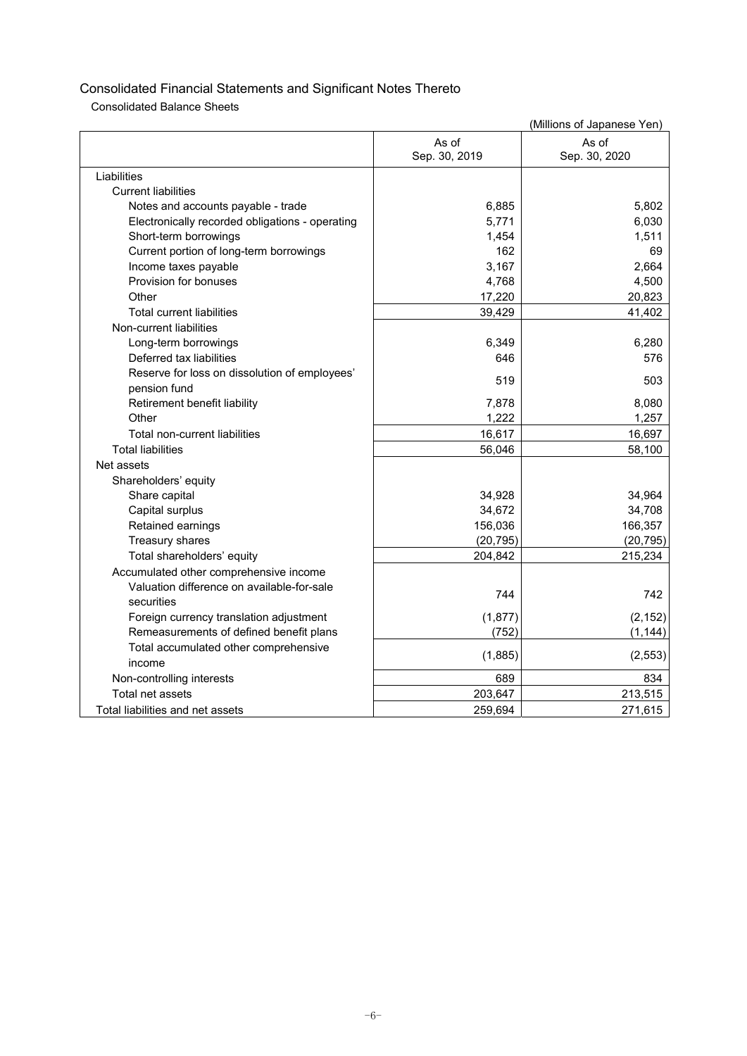# Consolidated Financial Statements and Significant Notes Thereto

## Consolidated Balance Sheets

(Millions of Japanese Yen)

| | As of Sep. 30, 2019 | As of Sep. 30, 2020 |
|---|---|---|
| Liabilities | | |
| Current liabilities | | |
| Notes and accounts payable - trade | 6,885 | 5,802 |
| Electronically recorded obligations - operating | 5,771 | 6,030 |
| Short-term borrowings | 1,454 | 1,511 |
| Current portion of long-term borrowings | 162 | 69 |
| Income taxes payable | 3,167 | 2,664 |
| Provision for bonuses | 4,768 | 4,500 |
| Other | 17,220 | 20,823 |
| Total current liabilities | 39,429 | 41,402 |
| Non-current liabilities | | |
| Long-term borrowings | 6,349 | 6,280 |
| Deferred tax liabilities | 646 | 576 |
| Reserve for loss on dissolution of employees' pension fund | 519 | 503 |
| Retirement benefit liability | 7,878 | 8,080 |
| Other | 1,222 | 1,257 |
| Total non-current liabilities | 16,617 | 16,697 |
| Total liabilities | 56,046 | 58,100 |
| Net assets | | |
| Shareholders' equity | | |
| Share capital | 34,928 | 34,964 |
| Capital surplus | 34,672 | 34,708 |
| Retained earnings | 156,036 | 166,357 |
| Treasury shares | (20,795) | (20,795) |
| Total shareholders' equity | 204,842 | 215,234 |
| Accumulated other comprehensive income | | |
| Valuation difference on available-for-sale securities | 744 | 742 |
| Foreign currency translation adjustment | (1,877) | (2,152) |
| Remeasurements of defined benefit plans | (752) | (1,144) |
| Total accumulated other comprehensive income | (1,885) | (2,553) |
| Non-controlling interests | 689 | 834 |
| Total net assets | 203,647 | 213,515 |
| Total liabilities and net assets | 259,694 | 271,615 |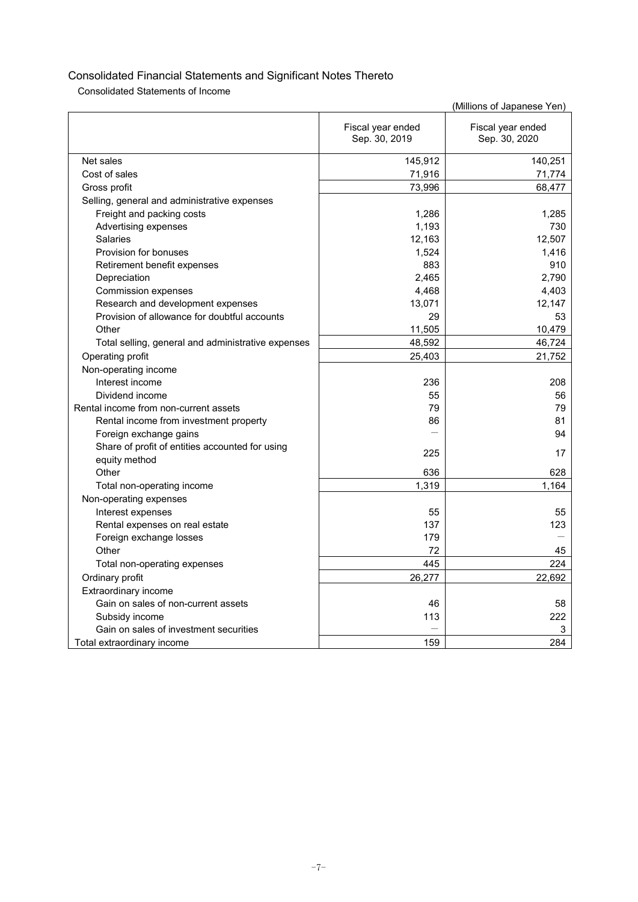## Consolidated Financial Statements and Significant Notes Thereto

### Consolidated Statements of Income

(Millions of Japanese Yen)

| | Fiscal year ended Sep. 30, 2019 | Fiscal year ended Sep. 30, 2020 |
|---|---|---|
| Net sales | 145,912 | 140,251 |
| Cost of sales | 71,916 | 71,774 |
| Gross profit | 73,996 | 68,477 |
| Selling, general and administrative expenses | | |
| Freight and packing costs | 1,286 | 1,285 |
| Advertising expenses | 1,193 | 730 |
| Salaries | 12,163 | 12,507 |
| Provision for bonuses | 1,524 | 1,416 |
| Retirement benefit expenses | 883 | 910 |
| Depreciation | 2,465 | 2,790 |
| Commission expenses | 4,468 | 4,403 |
| Research and development expenses | 13,071 | 12,147 |
| Provision of allowance for doubtful accounts | 29 | 53 |
| Other | 11,505 | 10,479 |
| Total selling, general and administrative expenses | 48,592 | 46,724 |
| Operating profit | 25,403 | 21,752 |
| Non-operating income | | |
| Interest income | 236 | 208 |
| Dividend income | 55 | 56 |
| Rental income from non-current assets | 79 | 79 |
| Rental income from investment property | 86 | 81 |
| Foreign exchange gains | — | 94 |
| Share of profit of entities accounted for using equity method | 225 | 17 |
| Other | 636 | 628 |
| Total non-operating income | 1,319 | 1,164 |
| Non-operating expenses | | |
| Interest expenses | 55 | 55 |
| Rental expenses on real estate | 137 | 123 |
| Foreign exchange losses | 179 | — |
| Other | 72 | 45 |
| Total non-operating expenses | 445 | 224 |
| Ordinary profit | 26,277 | 22,692 |
| Extraordinary income | | |
| Gain on sales of non-current assets | 46 | 58 |
| Subsidy income | 113 | 222 |
| Gain on sales of investment securities | — | 3 |
| Total extraordinary income | 159 | 284 |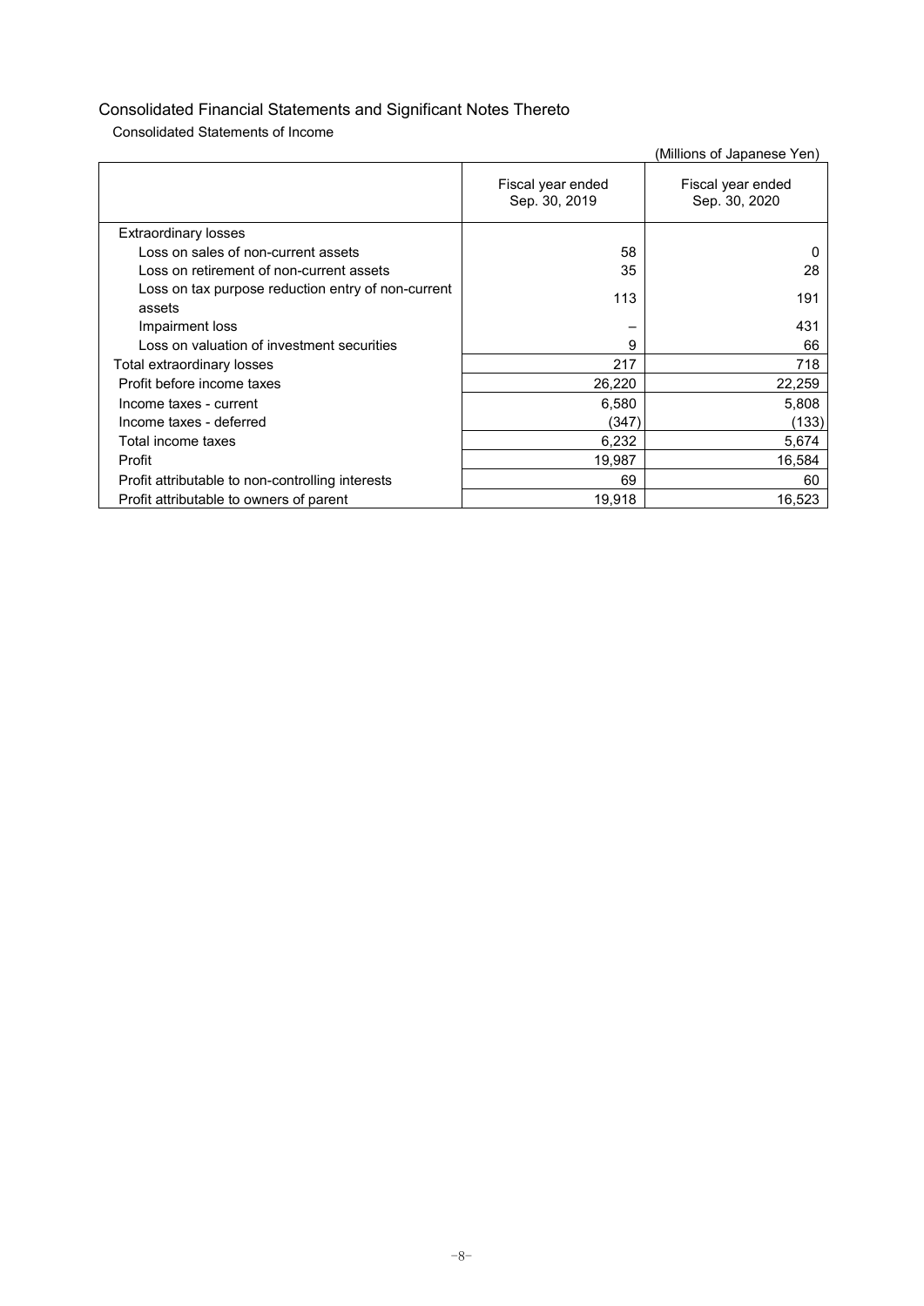## Consolidated Financial Statements and Significant Notes Thereto

Consolidated Statements of Income

(Millions of Japanese Yen)

| | Fiscal year ended Sep. 30, 2019 | Fiscal year ended Sep. 30, 2020 |
|---|---|---|
| Extraordinary losses | | |
| Loss on sales of non-current assets | 58 | 0 |
| Loss on retirement of non-current assets | 35 | 28 |
| Loss on tax purpose reduction entry of non-current assets | 113 | 191 |
| Impairment loss | – | 431 |
| Loss on valuation of investment securities | 9 | 66 |
| Total extraordinary losses | 217 | 718 |
| Profit before income taxes | 26,220 | 22,259 |
| Income taxes - current | 6,580 | 5,808 |
| Income taxes - deferred | (347) | (133) |
| Total income taxes | 6,232 | 5,674 |
| Profit | 19,987 | 16,584 |
| Profit attributable to non-controlling interests | 69 | 60 |
| Profit attributable to owners of parent | 19,918 | 16,523 |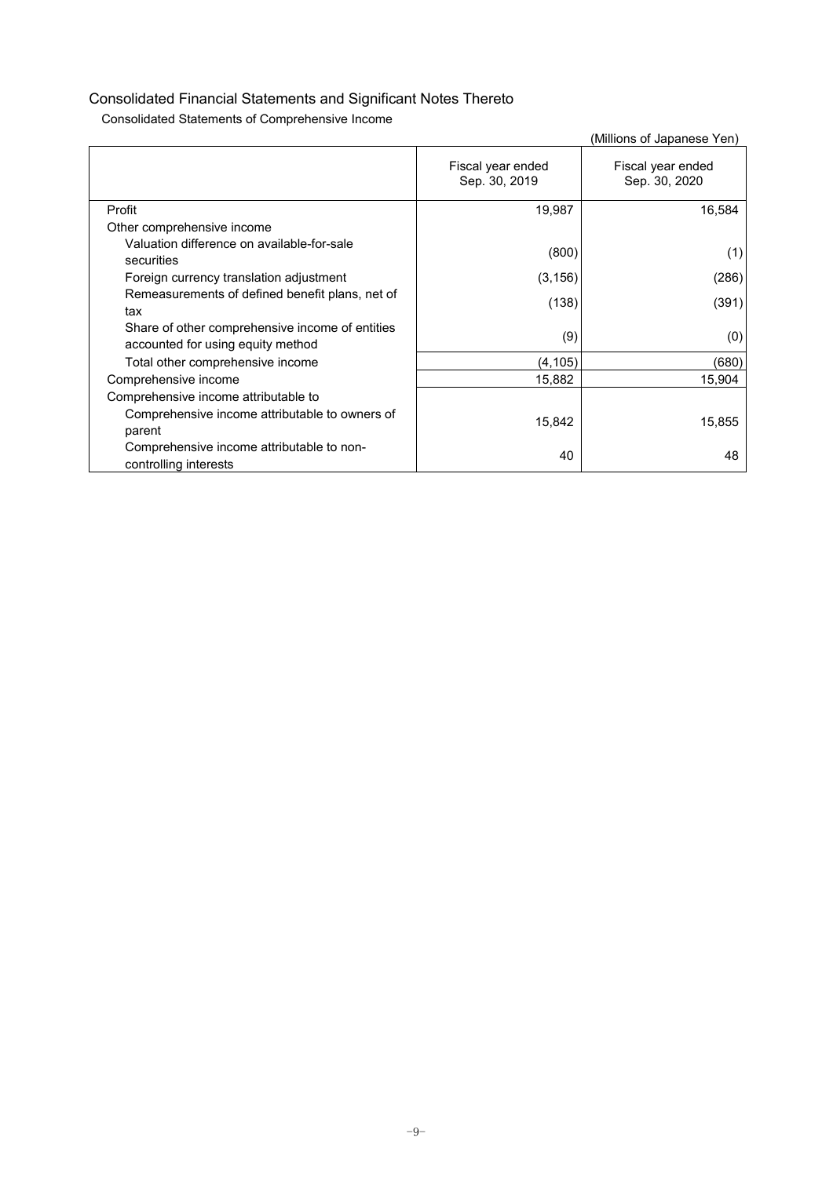## Consolidated Financial Statements and Significant Notes Thereto

### Consolidated Statements of Comprehensive Income

(Millions of Japanese Yen)

| | Fiscal year ended Sep. 30, 2019 | Fiscal year ended Sep. 30, 2020 |
|---|---|---|
| Profit | 19,987 | 16,584 |
| Other comprehensive income | | |
| Valuation difference on available-for-sale securities | (800) | (1) |
| Foreign currency translation adjustment | (3,156) | (286) |
| Remeasurements of defined benefit plans, net of tax | (138) | (391) |
| Share of other comprehensive income of entities accounted for using equity method | (9) | (0) |
| Total other comprehensive income | (4,105) | (680) |
| Comprehensive income | 15,882 | 15,904 |
| Comprehensive income attributable to | | |
| Comprehensive income attributable to owners of parent | 15,842 | 15,855 |
| Comprehensive income attributable to non-controlling interests | 40 | 48 |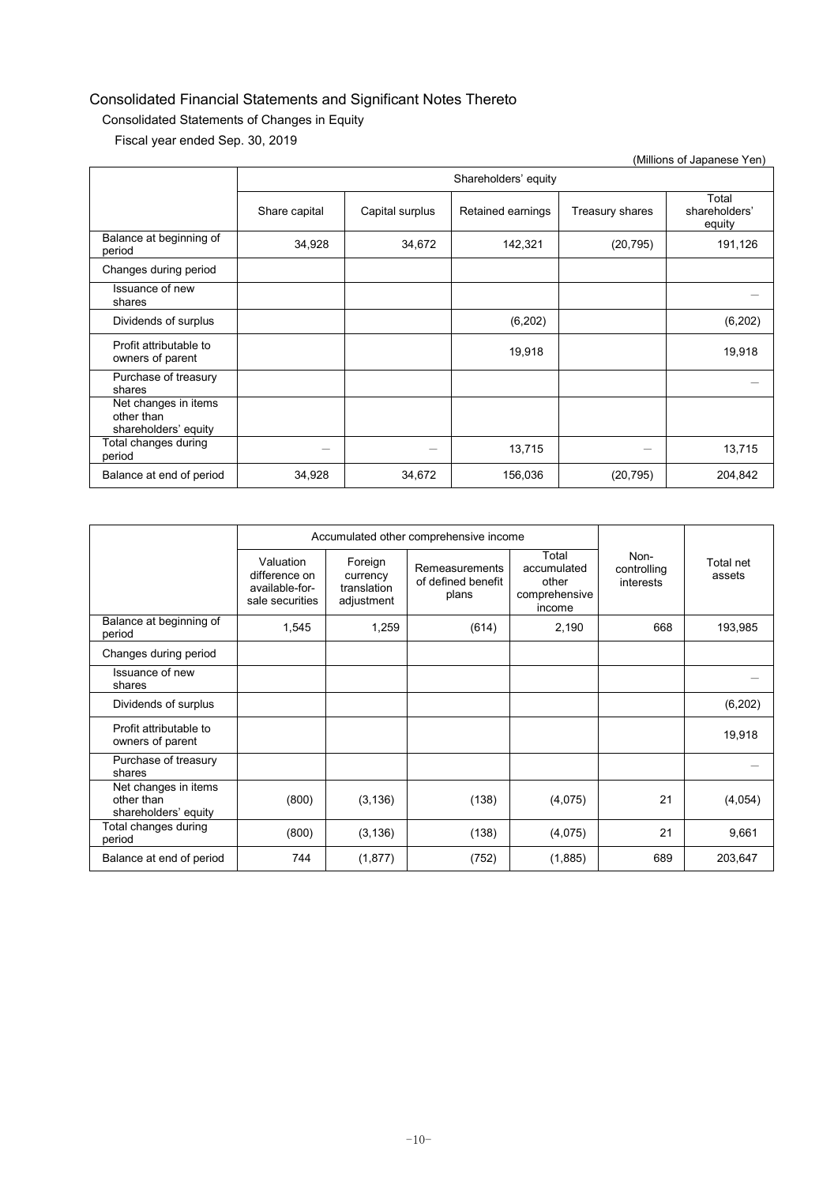# Consolidated Financial Statements and Significant Notes Thereto

## Consolidated Statements of Changes in Equity

### Fiscal year ended Sep. 30, 2019

(Millions of Japanese Yen)

| | Shareholders' equity | | | | |
|---|---|---|---|---|---|
| | Share capital | Capital surplus | Retained earnings | Treasury shares | Total shareholders' equity |
| Balance at beginning of period | 34,928 | 34,672 | 142,321 | (20,795) | 191,126 |
| Changes during period | | | | | |
| Issuance of new shares | | | | | — |
| Dividends of surplus | | | (6,202) | | (6,202) |
| Profit attributable to owners of parent | | | 19,918 | | 19,918 |
| Purchase of treasury shares | | | | | — |
| Net changes in items other than shareholders' equity | | | | | |
| Total changes during period | — | — | 13,715 | — | 13,715 |
| Balance at end of period | 34,928 | 34,672 | 156,036 | (20,795) | 204,842 |

| | Accumulated other comprehensive income | | | | Non-controlling interests | Total net assets |
|---|---|---|---|---|---|---|
| | Valuation difference on available-for-sale securities | Foreign currency translation adjustment | Remeasurements of defined benefit plans | Total accumulated other comprehensive income | | |
| Balance at beginning of period | 1,545 | 1,259 | (614) | 2,190 | 668 | 193,985 |
| Changes during period | | | | | | |
| Issuance of new shares | | | | | | — |
| Dividends of surplus | | | | | | (6,202) |
| Profit attributable to owners of parent | | | | | | 19,918 |
| Purchase of treasury shares | | | | | | — |
| Net changes in items other than shareholders' equity | (800) | (3,136) | (138) | (4,075) | 21 | (4,054) |
| Total changes during period | (800) | (3,136) | (138) | (4,075) | 21 | 9,661 |
| Balance at end of period | 744 | (1,877) | (752) | (1,885) | 689 | 203,647 |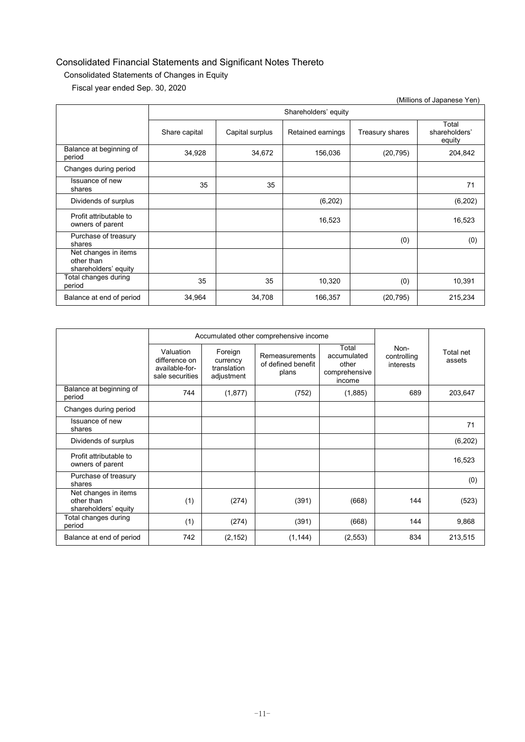# Consolidated Financial Statements and Significant Notes Thereto

## Consolidated Statements of Changes in Equity

### Fiscal year ended Sep. 30, 2020

(Millions of Japanese Yen)

| | Shareholders' equity | | | | |
|---|---|---|---|---|---|
| | Share capital | Capital surplus | Retained earnings | Treasury shares | Total shareholders' equity |
| Balance at beginning of period | 34,928 | 34,672 | 156,036 | (20,795) | 204,842 |
| Changes during period | | | | | |
| Issuance of new shares | 35 | 35 | | | 71 |
| Dividends of surplus | | | (6,202) | | (6,202) |
| Profit attributable to owners of parent | | | 16,523 | | 16,523 |
| Purchase of treasury shares | | | | (0) | (0) |
| Net changes in items other than shareholders' equity | | | | | |
| Total changes during period | 35 | 35 | 10,320 | (0) | 10,391 |
| Balance at end of period | 34,964 | 34,708 | 166,357 | (20,795) | 215,234 |

| | Accumulated other comprehensive income | | | | Non-controlling interests | Total net assets |
|---|---|---|---|---|---|---|
| | Valuation difference on available-for-sale securities | Foreign currency translation adjustment | Remeasurements of defined benefit plans | Total accumulated other comprehensive income | | |
| Balance at beginning of period | 744 | (1,877) | (752) | (1,885) | 689 | 203,647 |
| Changes during period | | | | | | |
| Issuance of new shares | | | | | | 71 |
| Dividends of surplus | | | | | | (6,202) |
| Profit attributable to owners of parent | | | | | | 16,523 |
| Purchase of treasury shares | | | | | | (0) |
| Net changes in items other than shareholders' equity | (1) | (274) | (391) | (668) | 144 | (523) |
| Total changes during period | (1) | (274) | (391) | (668) | 144 | 9,868 |
| Balance at end of period | 742 | (2,152) | (1,144) | (2,553) | 834 | 213,515 |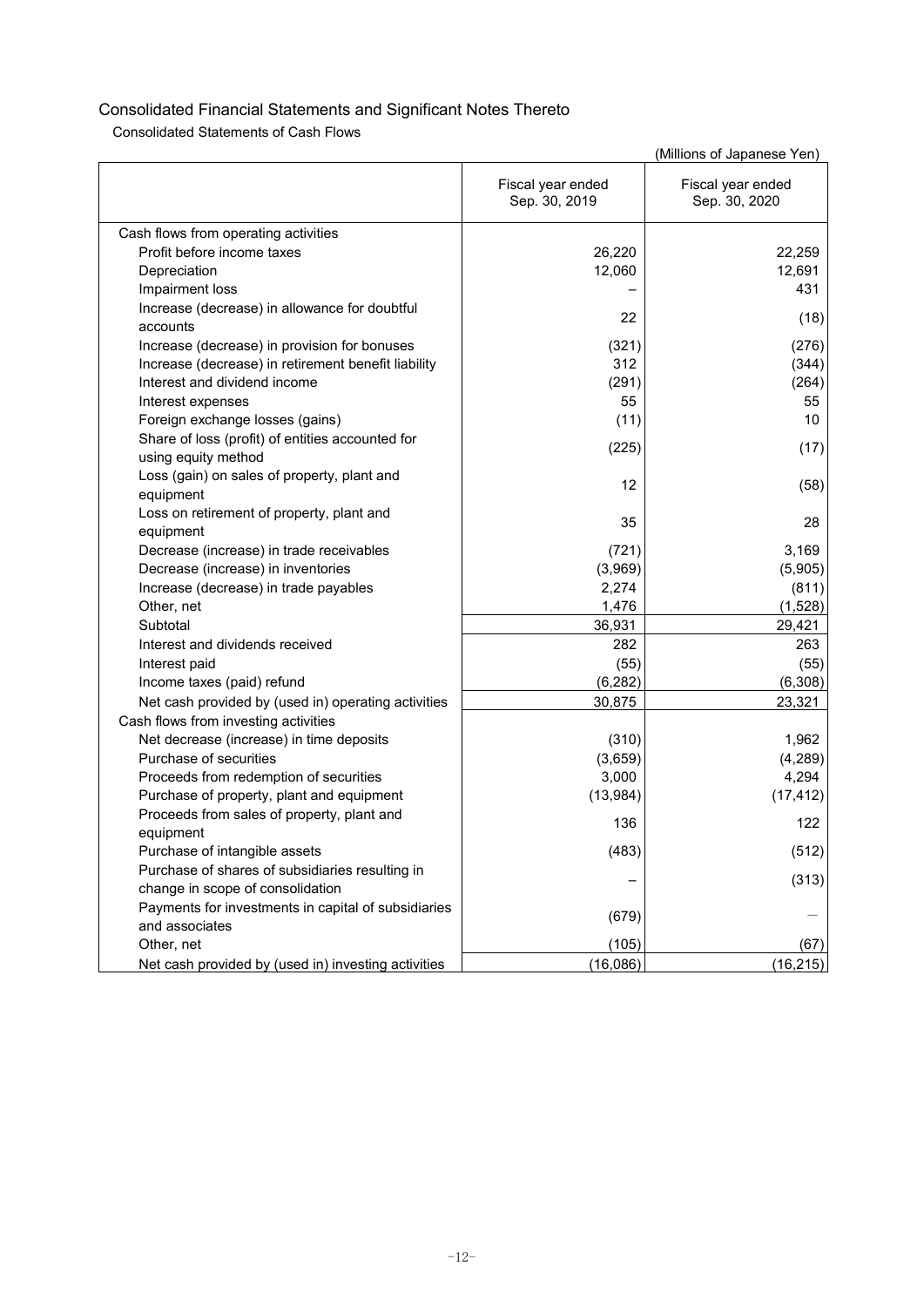## Consolidated Financial Statements and Significant Notes Thereto

### Consolidated Statements of Cash Flows

(Millions of Japanese Yen)

| | Fiscal year ended Sep. 30, 2019 | Fiscal year ended Sep. 30, 2020 |
|---|---|---|
| Cash flows from operating activities | | |
| Profit before income taxes | 26,220 | 22,259 |
| Depreciation | 12,060 | 12,691 |
| Impairment loss | – | 431 |
| Increase (decrease) in allowance for doubtful accounts | 22 | (18) |
| Increase (decrease) in provision for bonuses | (321) | (276) |
| Increase (decrease) in retirement benefit liability | 312 | (344) |
| Interest and dividend income | (291) | (264) |
| Interest expenses | 55 | 55 |
| Foreign exchange losses (gains) | (11) | 10 |
| Share of loss (profit) of entities accounted for using equity method | (225) | (17) |
| Loss (gain) on sales of property, plant and equipment | 12 | (58) |
| Loss on retirement of property, plant and equipment | 35 | 28 |
| Decrease (increase) in trade receivables | (721) | 3,169 |
| Decrease (increase) in inventories | (3,969) | (5,905) |
| Increase (decrease) in trade payables | 2,274 | (811) |
| Other, net | 1,476 | (1,528) |
| Subtotal | 36,931 | 29,421 |
| Interest and dividends received | 282 | 263 |
| Interest paid | (55) | (55) |
| Income taxes (paid) refund | (6,282) | (6,308) |
| Net cash provided by (used in) operating activities | 30,875 | 23,321 |
| Cash flows from investing activities | | |
| Net decrease (increase) in time deposits | (310) | 1,962 |
| Purchase of securities | (3,659) | (4,289) |
| Proceeds from redemption of securities | 3,000 | 4,294 |
| Purchase of property, plant and equipment | (13,984) | (17,412) |
| Proceeds from sales of property, plant and equipment | 136 | 122 |
| Purchase of intangible assets | (483) | (512) |
| Purchase of shares of subsidiaries resulting in change in scope of consolidation | – | (313) |
| Payments for investments in capital of subsidiaries and associates | (679) | – |
| Other, net | (105) | (67) |
| Net cash provided by (used in) investing activities | (16,086) | (16,215) |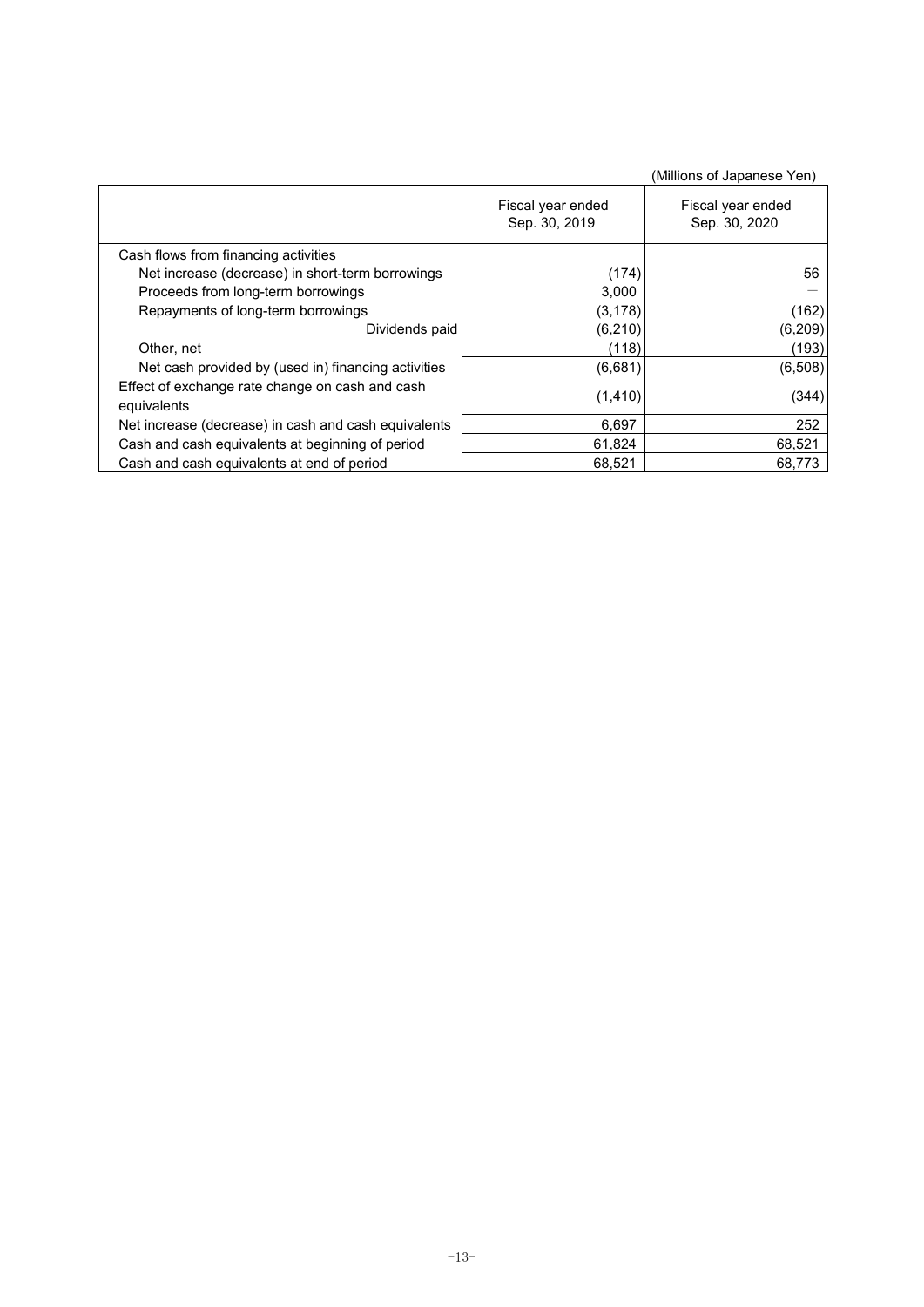(Millions of Japanese Yen)

| | Fiscal year ended Sep. 30, 2019 | Fiscal year ended Sep. 30, 2020 |
|---|---|---|
| Cash flows from financing activities | | |
| Net increase (decrease) in short-term borrowings | (174) | 56 |
| Proceeds from long-term borrowings | 3,000 | — |
| Repayments of long-term borrowings | (3,178) | (162) |
| Dividends paid | (6,210) | (6,209) |
| Other, net | (118) | (193) |
| Net cash provided by (used in) financing activities | (6,681) | (6,508) |
| Effect of exchange rate change on cash and cash equivalents | (1,410) | (344) |
| Net increase (decrease) in cash and cash equivalents | 6,697 | 252 |
| Cash and cash equivalents at beginning of period | 61,824 | 68,521 |
| Cash and cash equivalents at end of period | 68,521 | 68,773 |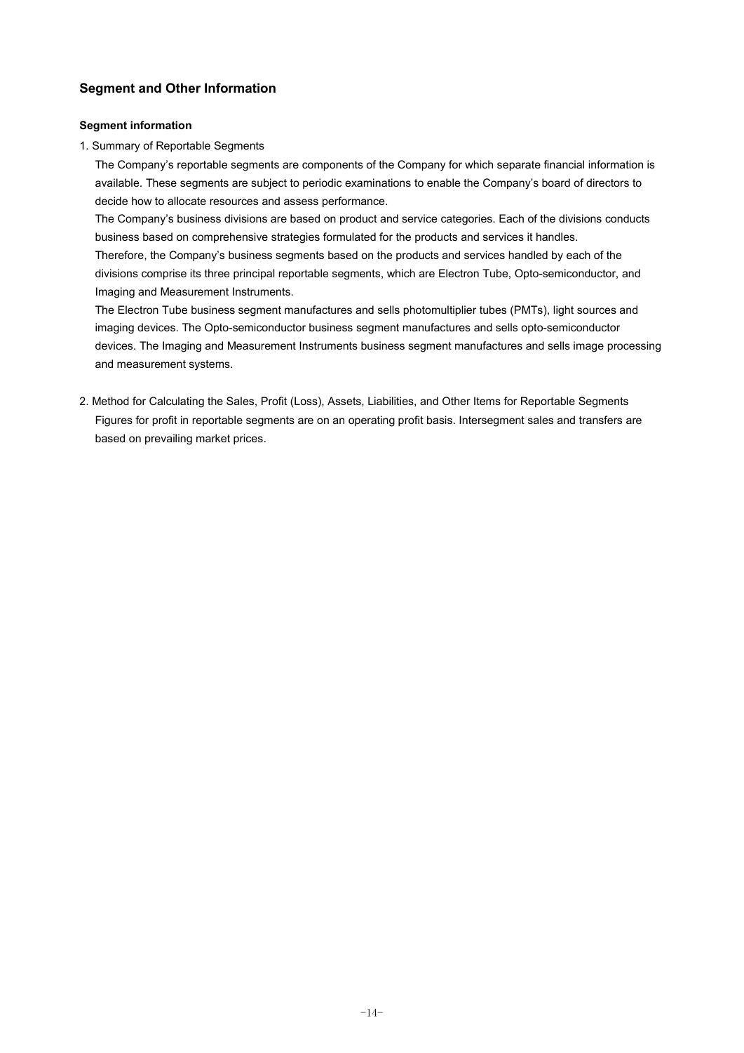## Segment and Other Information

### Segment information

1. Summary of Reportable Segments

   The Company's reportable segments are components of the Company for which separate financial information is available. These segments are subject to periodic examinations to enable the Company's board of directors to decide how to allocate resources and assess performance.

   The Company's business divisions are based on product and service categories. Each of the divisions conducts business based on comprehensive strategies formulated for the products and services it handles.

   Therefore, the Company's business segments based on the products and services handled by each of the divisions comprise its three principal reportable segments, which are Electron Tube, Opto-semiconductor, and Imaging and Measurement Instruments.

   The Electron Tube business segment manufactures and sells photomultiplier tubes (PMTs), light sources and imaging devices. The Opto-semiconductor business segment manufactures and sells opto-semiconductor devices. The Imaging and Measurement Instruments business segment manufactures and sells image processing and measurement systems.

2. Method for Calculating the Sales, Profit (Loss), Assets, Liabilities, and Other Items for Reportable Segments

   Figures for profit in reportable segments are on an operating profit basis. Intersegment sales and transfers are based on prevailing market prices.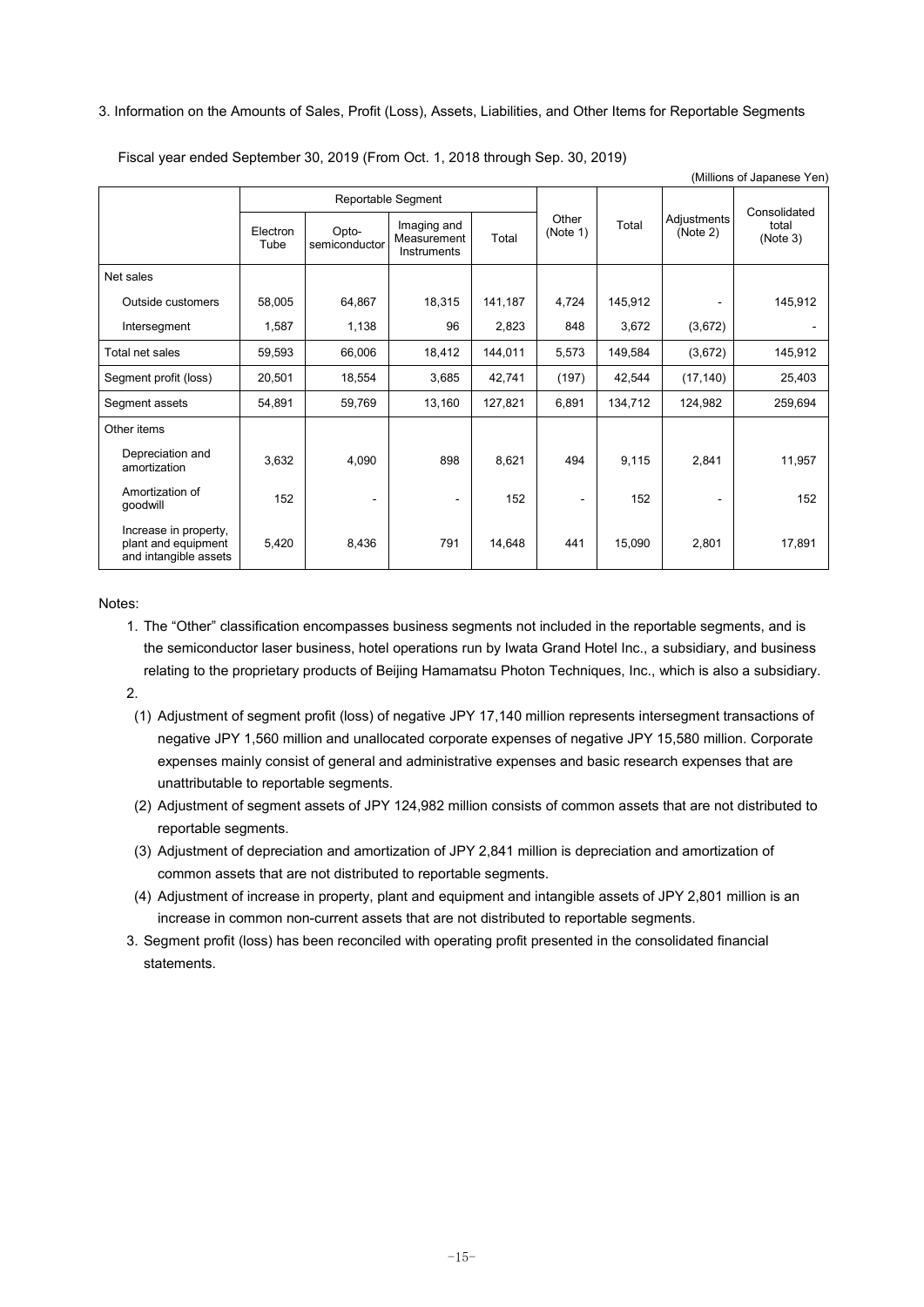3. Information on the Amounts of Sales, Profit (Loss), Assets, Liabilities, and Other Items for Reportable Segments

Fiscal year ended September 30, 2019 (From Oct. 1, 2018 through Sep. 30, 2019)

(Millions of Japanese Yen)

| | Reportable Segment | | | | Other (Note 1) | Total | Adjustments (Note 2) | Consolidated total (Note 3) |
|---|---|---|---|---|---|---|---|---|
| | Electron Tube | Opto-semiconductor | Imaging and Measurement Instruments | Total | | | | |
| Net sales | | | | | | | | |
| Outside customers | 58,005 | 64,867 | 18,315 | 141,187 | 4,724 | 145,912 | - | 145,912 |
| Intersegment | 1,587 | 1,138 | 96 | 2,823 | 848 | 3,672 | (3,672) | - |
| Total net sales | 59,593 | 66,006 | 18,412 | 144,011 | 5,573 | 149,584 | (3,672) | 145,912 |
| Segment profit (loss) | 20,501 | 18,554 | 3,685 | 42,741 | (197) | 42,544 | (17,140) | 25,403 |
| Segment assets | 54,891 | 59,769 | 13,160 | 127,821 | 6,891 | 134,712 | 124,982 | 259,694 |
| Other items | | | | | | | | |
| Depreciation and amortization | 3,632 | 4,090 | 898 | 8,621 | 494 | 9,115 | 2,841 | 11,957 |
| Amortization of goodwill | 152 | - | - | 152 | - | 152 | - | 152 |
| Increase in property, plant and equipment and intangible assets | 5,420 | 8,436 | 791 | 14,648 | 441 | 15,090 | 2,801 | 17,891 |

Notes:

1. The "Other" classification encompasses business segments not included in the reportable segments, and is the semiconductor laser business, hotel operations run by Iwata Grand Hotel Inc., a subsidiary, and business relating to the proprietary products of Beijing Hamamatsu Photon Techniques, Inc., which is also a subsidiary.
2.
   (1) Adjustment of segment profit (loss) of negative JPY 17,140 million represents intersegment transactions of negative JPY 1,560 million and unallocated corporate expenses of negative JPY 15,580 million. Corporate expenses mainly consist of general and administrative expenses and basic research expenses that are unattributable to reportable segments.
   (2) Adjustment of segment assets of JPY 124,982 million consists of common assets that are not distributed to reportable segments.
   (3) Adjustment of depreciation and amortization of JPY 2,841 million is depreciation and amortization of common assets that are not distributed to reportable segments.
   (4) Adjustment of increase in property, plant and equipment and intangible assets of JPY 2,801 million is an increase in common non-current assets that are not distributed to reportable segments.
3. Segment profit (loss) has been reconciled with operating profit presented in the consolidated financial statements.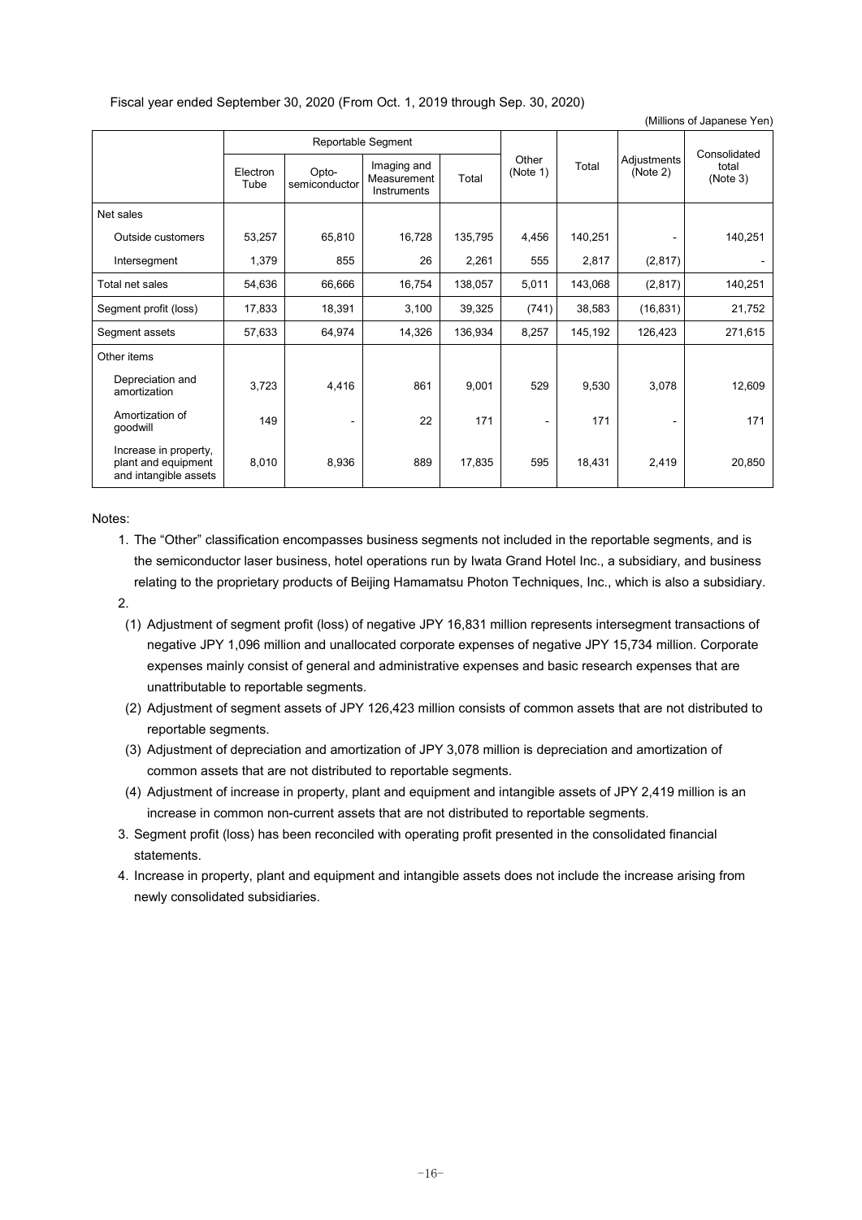Fiscal year ended September 30, 2020 (From Oct. 1, 2019 through Sep. 30, 2020)

(Millions of Japanese Yen)

| | Reportable Segment | | | | Other (Note 1) | Total | Adjustments (Note 2) | Consolidated total (Note 3) |
|---|---|---|---|---|---|---|---|---|
| | Electron Tube | Opto-semiconductor | Imaging and Measurement Instruments | Total | | | | |
| Net sales | | | | | | | | |
| Outside customers | 53,257 | 65,810 | 16,728 | 135,795 | 4,456 | 140,251 | - | 140,251 |
| Intersegment | 1,379 | 855 | 26 | 2,261 | 555 | 2,817 | (2,817) | - |
| Total net sales | 54,636 | 66,666 | 16,754 | 138,057 | 5,011 | 143,068 | (2,817) | 140,251 |
| Segment profit (loss) | 17,833 | 18,391 | 3,100 | 39,325 | (741) | 38,583 | (16,831) | 21,752 |
| Segment assets | 57,633 | 64,974 | 14,326 | 136,934 | 8,257 | 145,192 | 126,423 | 271,615 |
| Other items | | | | | | | | |
| Depreciation and amortization | 3,723 | 4,416 | 861 | 9,001 | 529 | 9,530 | 3,078 | 12,609 |
| Amortization of goodwill | 149 | - | 22 | 171 | - | 171 | - | 171 |
| Increase in property, plant and equipment and intangible assets | 8,010 | 8,936 | 889 | 17,835 | 595 | 18,431 | 2,419 | 20,850 |

Notes:

1. The "Other" classification encompasses business segments not included in the reportable segments, and is the semiconductor laser business, hotel operations run by Iwata Grand Hotel Inc., a subsidiary, and business relating to the proprietary products of Beijing Hamamatsu Photon Techniques, Inc., which is also a subsidiary.
2. 
   (1) Adjustment of segment profit (loss) of negative JPY 16,831 million represents intersegment transactions of negative JPY 1,096 million and unallocated corporate expenses of negative JPY 15,734 million. Corporate expenses mainly consist of general and administrative expenses and basic research expenses that are unattributable to reportable segments.
   
   (2) Adjustment of segment assets of JPY 126,423 million consists of common assets that are not distributed to reportable segments.
   
   (3) Adjustment of depreciation and amortization of JPY 3,078 million is depreciation and amortization of common assets that are not distributed to reportable segments.
   
   (4) Adjustment of increase in property, plant and equipment and intangible assets of JPY 2,419 million is an increase in common non-current assets that are not distributed to reportable segments.
3. Segment profit (loss) has been reconciled with operating profit presented in the consolidated financial statements.
4. Increase in property, plant and equipment and intangible assets does not include the increase arising from newly consolidated subsidiaries.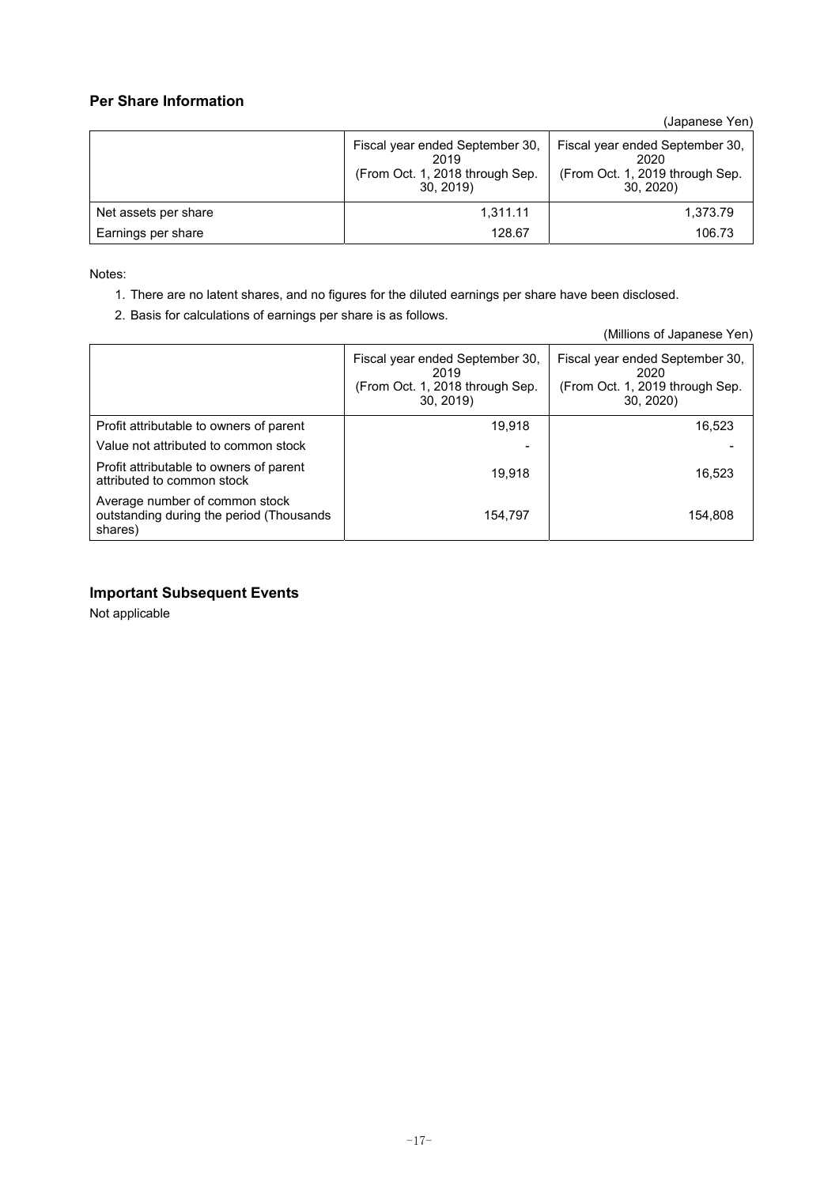## Per Share Information

(Japanese Yen)

| | Fiscal year ended September 30, 2019 (From Oct. 1, 2018 through Sep. 30, 2019) | Fiscal year ended September 30, 2020 (From Oct. 1, 2019 through Sep. 30, 2020) |
|---|---|---|
| Net assets per share | 1,311.11 | 1,373.79 |
| Earnings per share | 128.67 | 106.73 |

Notes:

1. There are no latent shares, and no figures for the diluted earnings per share have been disclosed.
2. Basis for calculations of earnings per share is as follows.

(Millions of Japanese Yen)

| | Fiscal year ended September 30, 2019 (From Oct. 1, 2018 through Sep. 30, 2019) | Fiscal year ended September 30, 2020 (From Oct. 1, 2019 through Sep. 30, 2020) |
|---|---|---|
| Profit attributable to owners of parent | 19,918 | 16,523 |
| Value not attributed to common stock | - | - |
| Profit attributable to owners of parent attributed to common stock | 19,918 | 16,523 |
| Average number of common stock outstanding during the period (Thousands shares) | 154,797 | 154,808 |

## Important Subsequent Events

Not applicable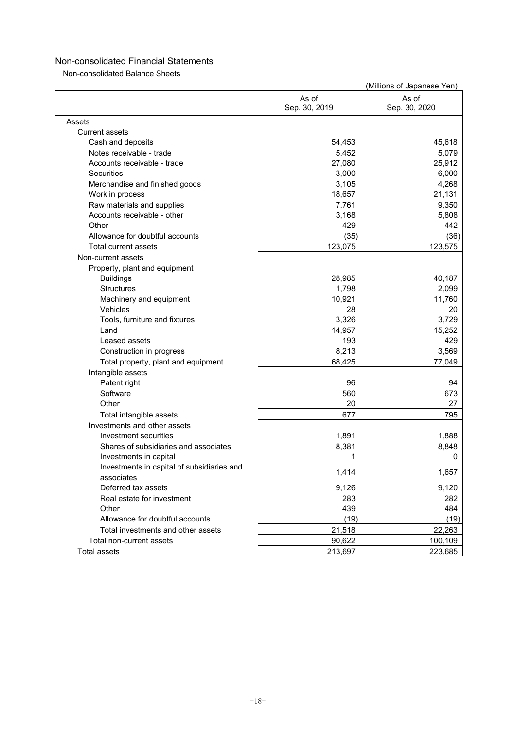## Non-consolidated Financial Statements

### Non-consolidated Balance Sheets

(Millions of Japanese Yen)

| | As of Sep. 30, 2019 | As of Sep. 30, 2020 |
|---|---|---|
| Assets | | |
| Current assets | | |
| Cash and deposits | 54,453 | 45,618 |
| Notes receivable - trade | 5,452 | 5,079 |
| Accounts receivable - trade | 27,080 | 25,912 |
| Securities | 3,000 | 6,000 |
| Merchandise and finished goods | 3,105 | 4,268 |
| Work in process | 18,657 | 21,131 |
| Raw materials and supplies | 7,761 | 9,350 |
| Accounts receivable - other | 3,168 | 5,808 |
| Other | 429 | 442 |
| Allowance for doubtful accounts | (35) | (36) |
| Total current assets | 123,075 | 123,575 |
| Non-current assets | | |
| Property, plant and equipment | | |
| Buildings | 28,985 | 40,187 |
| Structures | 1,798 | 2,099 |
| Machinery and equipment | 10,921 | 11,760 |
| Vehicles | 28 | 20 |
| Tools, furniture and fixtures | 3,326 | 3,729 |
| Land | 14,957 | 15,252 |
| Leased assets | 193 | 429 |
| Construction in progress | 8,213 | 3,569 |
| Total property, plant and equipment | 68,425 | 77,049 |
| Intangible assets | | |
| Patent right | 96 | 94 |
| Software | 560 | 673 |
| Other | 20 | 27 |
| Total intangible assets | 677 | 795 |
| Investments and other assets | | |
| Investment securities | 1,891 | 1,888 |
| Shares of subsidiaries and associates | 8,381 | 8,848 |
| Investments in capital | 1 | 0 |
| Investments in capital of subsidiaries and associates | 1,414 | 1,657 |
| Deferred tax assets | 9,126 | 9,120 |
| Real estate for investment | 283 | 282 |
| Other | 439 | 484 |
| Allowance for doubtful accounts | (19) | (19) |
| Total investments and other assets | 21,518 | 22,263 |
| Total non-current assets | 90,622 | 100,109 |
| Total assets | 213,697 | 223,685 |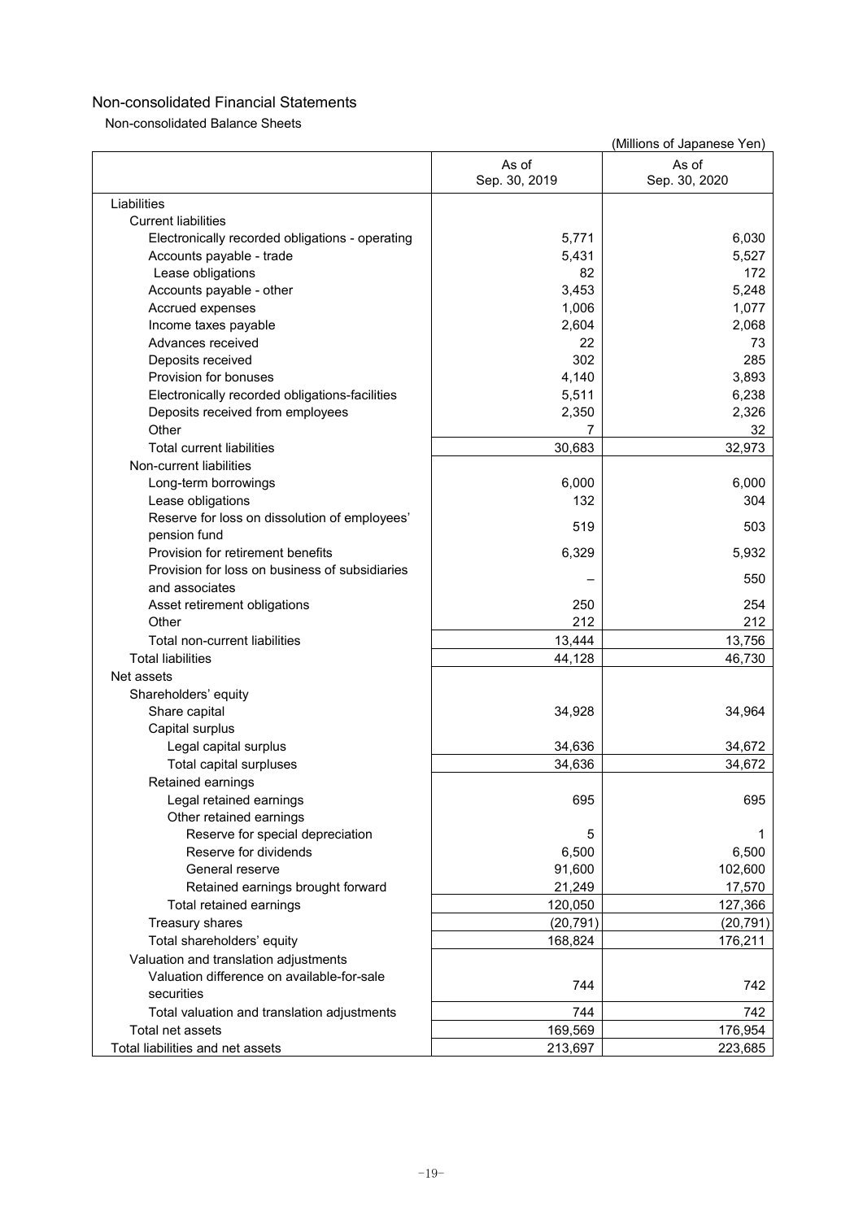# Non-consolidated Financial Statements

## Non-consolidated Balance Sheets

(Millions of Japanese Yen)

| | As of Sep. 30, 2019 | As of Sep. 30, 2020 |
|---|---|---|
| Liabilities | | |
| Current liabilities | | |
| Electronically recorded obligations - operating | 5,771 | 6,030 |
| Accounts payable - trade | 5,431 | 5,527 |
| Lease obligations | 82 | 172 |
| Accounts payable - other | 3,453 | 5,248 |
| Accrued expenses | 1,006 | 1,077 |
| Income taxes payable | 2,604 | 2,068 |
| Advances received | 22 | 73 |
| Deposits received | 302 | 285 |
| Provision for bonuses | 4,140 | 3,893 |
| Electronically recorded obligations-facilities | 5,511 | 6,238 |
| Deposits received from employees | 2,350 | 2,326 |
| Other | 7 | 32 |
| Total current liabilities | 30,683 | 32,973 |
| Non-current liabilities | | |
| Long-term borrowings | 6,000 | 6,000 |
| Lease obligations | 132 | 304 |
| Reserve for loss on dissolution of employees' pension fund | 519 | 503 |
| Provision for retirement benefits | 6,329 | 5,932 |
| Provision for loss on business of subsidiaries and associates | – | 550 |
| Asset retirement obligations | 250 | 254 |
| Other | 212 | 212 |
| Total non-current liabilities | 13,444 | 13,756 |
| Total liabilities | 44,128 | 46,730 |
| Net assets | | |
| Shareholders' equity | | |
| Share capital | 34,928 | 34,964 |
| Capital surplus | | |
| Legal capital surplus | 34,636 | 34,672 |
| Total capital surpluses | 34,636 | 34,672 |
| Retained earnings | | |
| Legal retained earnings | 695 | 695 |
| Other retained earnings | | |
| Reserve for special depreciation | 5 | 1 |
| Reserve for dividends | 6,500 | 6,500 |
| General reserve | 91,600 | 102,600 |
| Retained earnings brought forward | 21,249 | 17,570 |
| Total retained earnings | 120,050 | 127,366 |
| Treasury shares | (20,791) | (20,791) |
| Total shareholders' equity | 168,824 | 176,211 |
| Valuation and translation adjustments | | |
| Valuation difference on available-for-sale securities | 744 | 742 |
| Total valuation and translation adjustments | 744 | 742 |
| Total net assets | 169,569 | 176,954 |
| Total liabilities and net assets | 213,697 | 223,685 |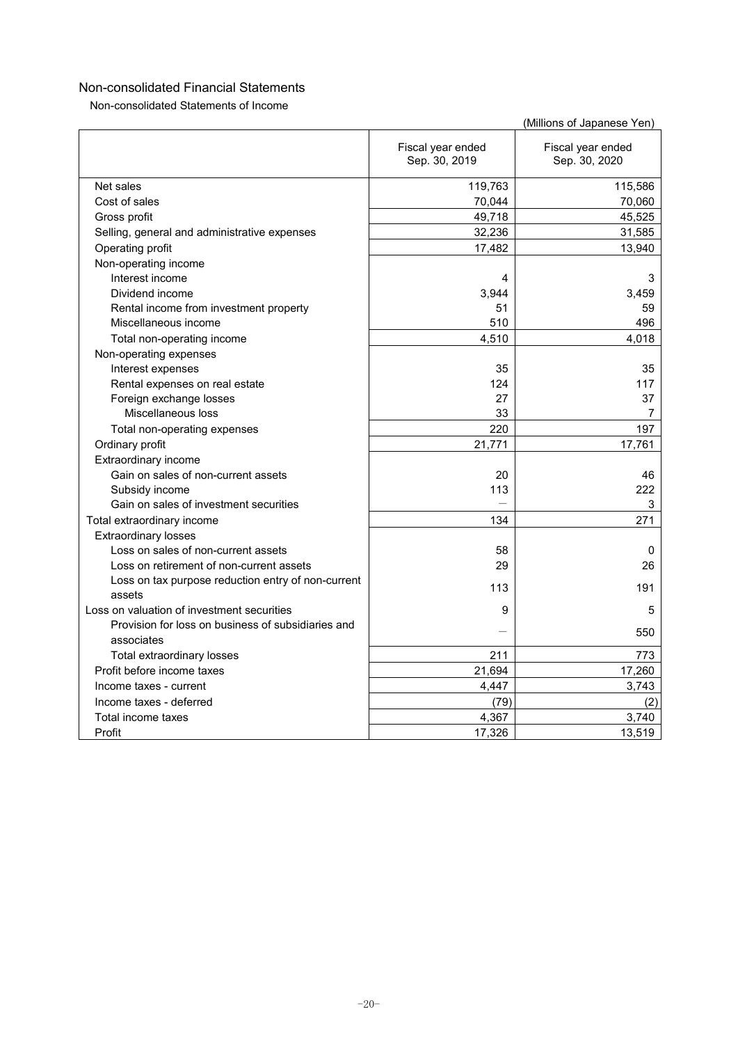## Non-consolidated Financial Statements

### Non-consolidated Statements of Income

(Millions of Japanese Yen)

| | Fiscal year ended Sep. 30, 2019 | Fiscal year ended Sep. 30, 2020 |
|---|---|---|
| Net sales | 119,763 | 115,586 |
| Cost of sales | 70,044 | 70,060 |
| Gross profit | 49,718 | 45,525 |
| Selling, general and administrative expenses | 32,236 | 31,585 |
| Operating profit | 17,482 | 13,940 |
| Non-operating income | | |
| Interest income | 4 | 3 |
| Dividend income | 3,944 | 3,459 |
| Rental income from investment property | 51 | 59 |
| Miscellaneous income | 510 | 496 |
| Total non-operating income | 4,510 | 4,018 |
| Non-operating expenses | | |
| Interest expenses | 35 | 35 |
| Rental expenses on real estate | 124 | 117 |
| Foreign exchange losses | 27 | 37 |
| Miscellaneous loss | 33 | 7 |
| Total non-operating expenses | 220 | 197 |
| Ordinary profit | 21,771 | 17,761 |
| Extraordinary income | | |
| Gain on sales of non-current assets | 20 | 46 |
| Subsidy income | 113 | 222 |
| Gain on sales of investment securities | — | 3 |
| Total extraordinary income | 134 | 271 |
| Extraordinary losses | | |
| Loss on sales of non-current assets | 58 | 0 |
| Loss on retirement of non-current assets | 29 | 26 |
| Loss on tax purpose reduction entry of non-current assets | 113 | 191 |
| Loss on valuation of investment securities | 9 | 5 |
| Provision for loss on business of subsidiaries and associates | — | 550 |
| Total extraordinary losses | 211 | 773 |
| Profit before income taxes | 21,694 | 17,260 |
| Income taxes - current | 4,447 | 3,743 |
| Income taxes - deferred | (79) | (2) |
| Total income taxes | 4,367 | 3,740 |
| Profit | 17,326 | 13,519 |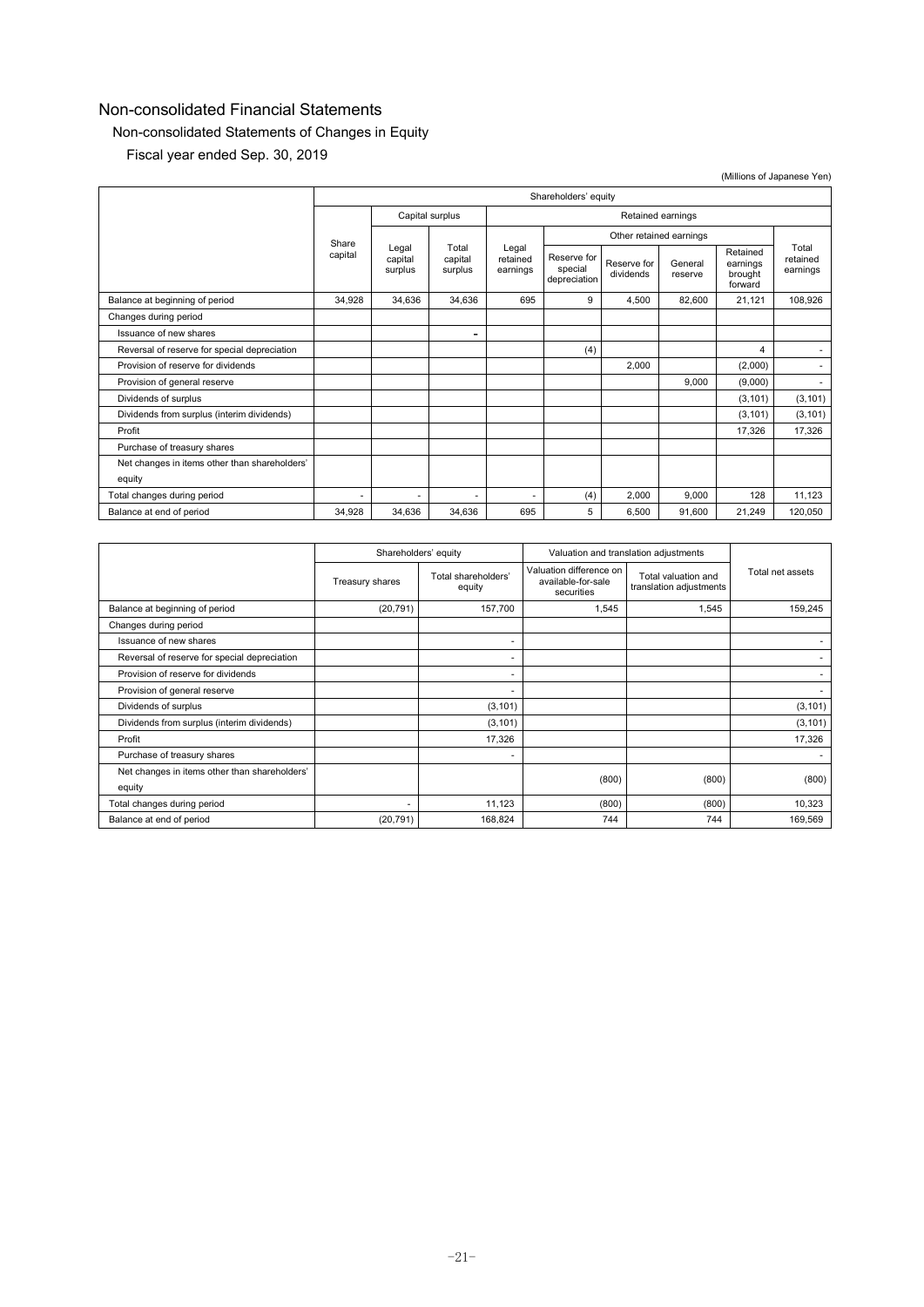# Non-consolidated Financial Statements

## Non-consolidated Statements of Changes in Equity

### Fiscal year ended Sep. 30, 2019

(Millions of Japanese Yen)

| | Shareholders' equity | | | | | | | | |
|---|---|---|---|---|---|---|---|---|---|
| | Share capital | Capital surplus | | Retained earnings | | | | | |
| | | Legal capital surplus | Total capital surplus | Legal retained earnings | Other retained earnings | | | | Total retained earnings |
| | | | | | Reserve for special depreciation | Reserve for dividends | General reserve | Retained earnings brought forward | |
| Balance at beginning of period | 34,928 | 34,636 | 34,636 | 695 | 9 | 4,500 | 82,600 | 21,121 | 108,926 |
| Changes during period | | | | | | | | | |
| Issuance of new shares | | | - | | | | | | |
| Reversal of reserve for special depreciation | | | | | (4) | | | 4 | - |
| Provision of reserve for dividends | | | | | | 2,000 | | (2,000) | - |
| Provision of general reserve | | | | | | | 9,000 | (9,000) | - |
| Dividends of surplus | | | | | | | | (3,101) | (3,101) |
| Dividends from surplus (interim dividends) | | | | | | | | (3,101) | (3,101) |
| Profit | | | | | | | | 17,326 | 17,326 |
| Purchase of treasury shares | | | | | | | | | |
| Net changes in items other than shareholders' equity | | | | | | | | | |
| Total changes during period | - | - | - | - | (4) | 2,000 | 9,000 | 128 | 11,123 |
| Balance at end of period | 34,928 | 34,636 | 34,636 | 695 | 5 | 6,500 | 91,600 | 21,249 | 120,050 |

| | Shareholders' equity | | Valuation and translation adjustments | | Total net assets |
|---|---|---|---|---|---|
| | Treasury shares | Total shareholders' equity | Valuation difference on available-for-sale securities | Total valuation and translation adjustments | |
| Balance at beginning of period | (20,791) | 157,700 | 1,545 | 1,545 | 159,245 |
| Changes during period | | | | | |
| Issuance of new shares | | - | | | - |
| Reversal of reserve for special depreciation | | - | | | - |
| Provision of reserve for dividends | | - | | | - |
| Provision of general reserve | | - | | | - |
| Dividends of surplus | | (3,101) | | | (3,101) |
| Dividends from surplus (interim dividends) | | (3,101) | | | (3,101) |
| Profit | | 17,326 | | | 17,326 |
| Purchase of treasury shares | | - | | | - |
| Net changes in items other than shareholders' equity | | | (800) | (800) | (800) |
| Total changes during period | - | 11,123 | (800) | (800) | 10,323 |
| Balance at end of period | (20,791) | 168,824 | 744 | 744 | 169,569 |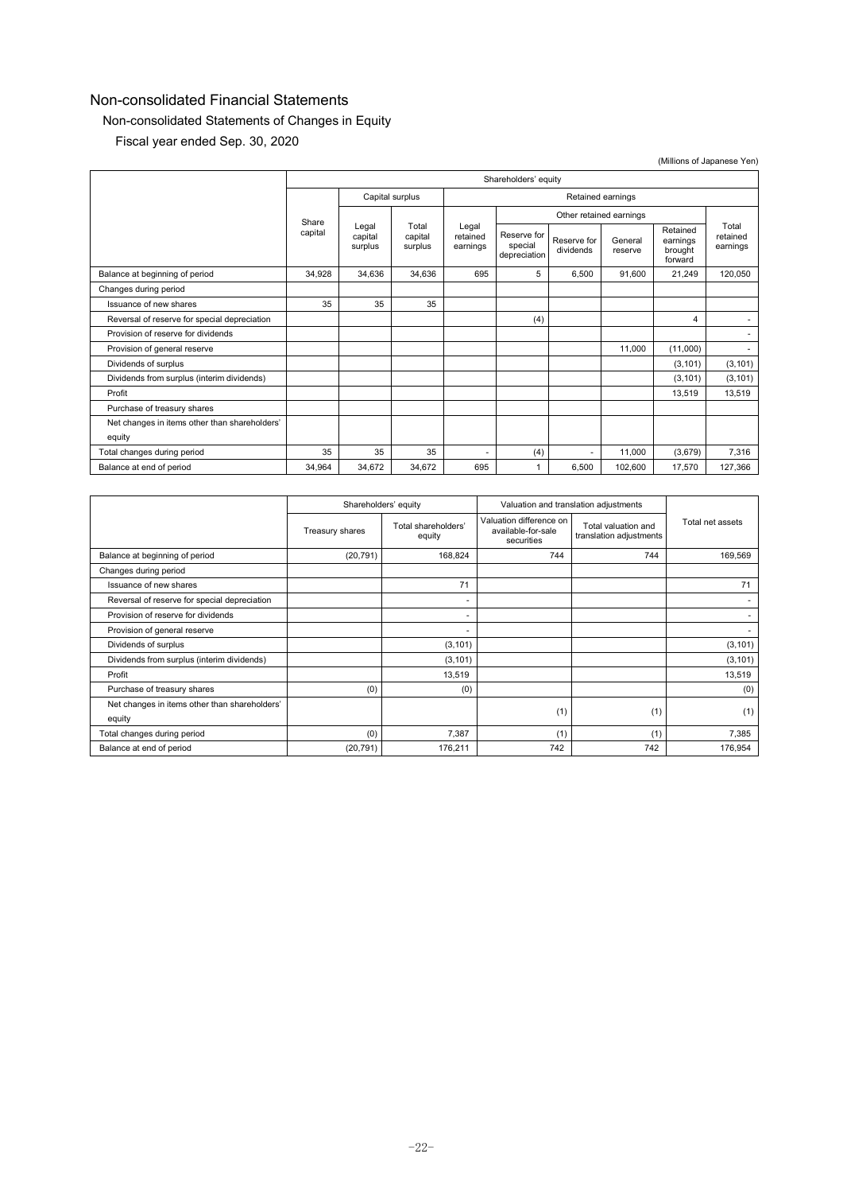# Non-consolidated Financial Statements

## Non-consolidated Statements of Changes in Equity

### Fiscal year ended Sep. 30, 2020

(Millions of Japanese Yen)

| | Shareholders' equity | | | | | | | | |
|---|---|---|---|---|---|---|---|---|---|
| | Share capital | Capital surplus | | Retained earnings | | | | | |
| | | Legal capital surplus | Total capital surplus | Legal retained earnings | Other retained earnings | | | | Total retained earnings |
| | | | | | Reserve for special depreciation | Reserve for dividends | General reserve | Retained earnings brought forward | |
| Balance at beginning of period | 34,928 | 34,636 | 34,636 | 695 | 5 | 6,500 | 91,600 | 21,249 | 120,050 |
| Changes during period | | | | | | | | | |
| Issuance of new shares | 35 | 35 | 35 | | | | | | |
| Reversal of reserve for special depreciation | | | | | (4) | | | 4 | - |
| Provision of reserve for dividends | | | | | | | | | - |
| Provision of general reserve | | | | | | | 11,000 | (11,000) | - |
| Dividends of surplus | | | | | | | | (3,101) | (3,101) |
| Dividends from surplus (interim dividends) | | | | | | | | (3,101) | (3,101) |
| Profit | | | | | | | | 13,519 | 13,519 |
| Purchase of treasury shares | | | | | | | | | |
| Net changes in items other than shareholders' equity | | | | | | | | | |
| Total changes during period | 35 | 35 | 35 | - | (4) | - | 11,000 | (3,679) | 7,316 |
| Balance at end of period | 34,964 | 34,672 | 34,672 | 695 | 1 | 6,500 | 102,600 | 17,570 | 127,366 |

| | Shareholders' equity | | Valuation and translation adjustments | | Total net assets |
|---|---|---|---|---|---|
| | Treasury shares | Total shareholders' equity | Valuation difference on available-for-sale securities | Total valuation and translation adjustments | |
| Balance at beginning of period | (20,791) | 168,824 | 744 | 744 | 169,569 |
| Changes during period | | | | | |
| Issuance of new shares | | 71 | | | 71 |
| Reversal of reserve for special depreciation | | - | | | - |
| Provision of reserve for dividends | | - | | | - |
| Provision of general reserve | | - | | | - |
| Dividends of surplus | | (3,101) | | | (3,101) |
| Dividends from surplus (interim dividends) | | (3,101) | | | (3,101) |
| Profit | | 13,519 | | | 13,519 |
| Purchase of treasury shares | (0) | (0) | | | (0) |
| Net changes in items other than shareholders' equity | | | (1) | (1) | (1) |
| Total changes during period | (0) | 7,387 | (1) | (1) | 7,385 |
| Balance at end of period | (20,791) | 176,211 | 742 | 742 | 176,954 |